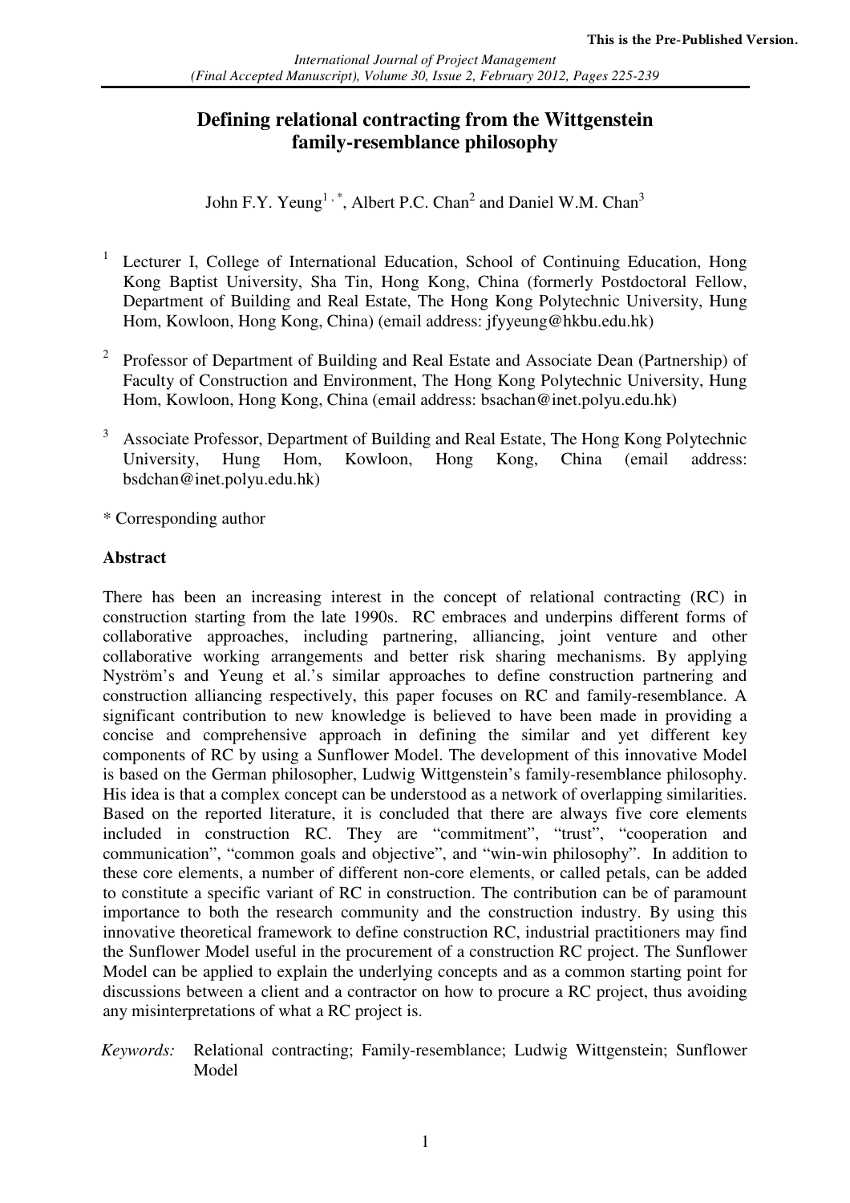This is the Pre-Published Version.

*International Journal of Project Management (Final Accepted Manuscript), Volume 30, Issue 2, February 2012, Pages 225-239*

# Defining relational contracting from the Wittgenstein family-resemblance philosophy

John F.Y. Yeung[1,*], Albert P.C. Chan[2] and Daniel W.M. Chan[3]

[1] Lecturer I, College of International Education, School of Continuing Education, Hong Kong Baptist University, Sha Tin, Hong Kong, China (formerly Postdoctoral Fellow, Department of Building and Real Estate, The Hong Kong Polytechnic University, Hung Hom, Kowloon, Hong Kong, China) (email address: jfyyeung@hkbu.edu.hk)

[2] Professor of Department of Building and Real Estate and Associate Dean (Partnership) of Faculty of Construction and Environment, The Hong Kong Polytechnic University, Hung Hom, Kowloon, Hong Kong, China (email address: bsachan@inet.polyu.edu.hk)

[3] Associate Professor, Department of Building and Real Estate, The Hong Kong Polytechnic University, Hung Hom, Kowloon, Hong Kong, China (email address: bsdchan@inet.polyu.edu.hk)

\* Corresponding author

## Abstract

There has been an increasing interest in the concept of relational contracting (RC) in construction starting from the late 1990s. RC embraces and underpins different forms of collaborative approaches, including partnering, alliancing, joint venture and other collaborative working arrangements and better risk sharing mechanisms. By applying Nyström's and Yeung et al.'s similar approaches to define construction partnering and construction alliancing respectively, this paper focuses on RC and family-resemblance. A significant contribution to new knowledge is believed to have been made in providing a concise and comprehensive approach in defining the similar and yet different key components of RC by using a Sunflower Model. The development of this innovative Model is based on the German philosopher, Ludwig Wittgenstein's family-resemblance philosophy. His idea is that a complex concept can be understood as a network of overlapping similarities. Based on the reported literature, it is concluded that there are always five core elements included in construction RC. They are "commitment", "trust", "cooperation and communication", "common goals and objective", and "win-win philosophy". In addition to these core elements, a number of different non-core elements, or called petals, can be added to constitute a specific variant of RC in construction. The contribution can be of paramount importance to both the research community and the construction industry. By using this innovative theoretical framework to define construction RC, industrial practitioners may find the Sunflower Model useful in the procurement of a construction RC project. The Sunflower Model can be applied to explain the underlying concepts and as a common starting point for discussions between a client and a contractor on how to procure a RC project, thus avoiding any misinterpretations of what a RC project is.

*Keywords:* Relational contracting; Family-resemblance; Ludwig Wittgenstein; Sunflower Model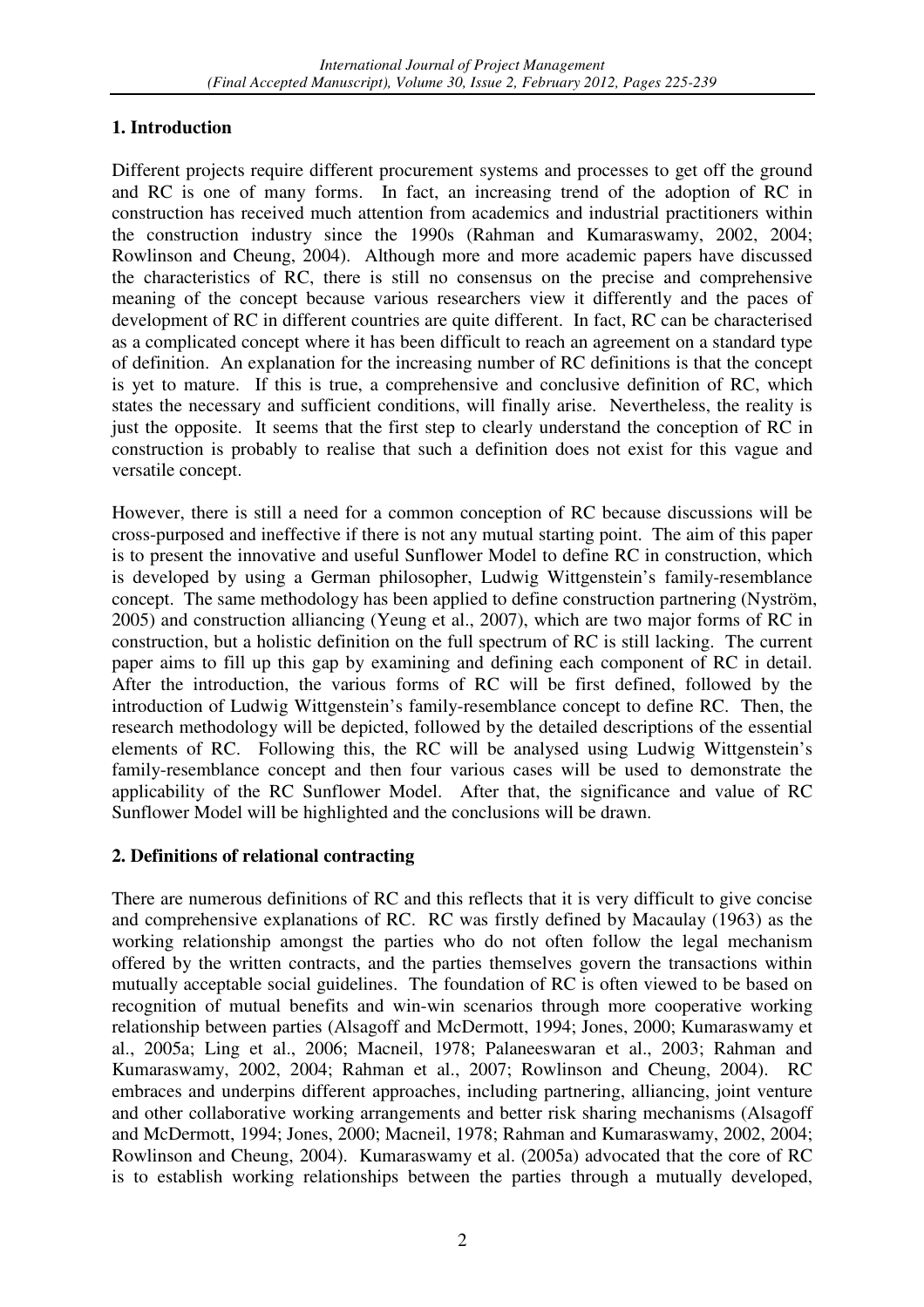## 1. Introduction

Different projects require different procurement systems and processes to get off the ground and RC is one of many forms. In fact, an increasing trend of the adoption of RC in construction has received much attention from academics and industrial practitioners within the construction industry since the 1990s (Rahman and Kumaraswamy, 2002, 2004; Rowlinson and Cheung, 2004). Although more and more academic papers have discussed the characteristics of RC, there is still no consensus on the precise and comprehensive meaning of the concept because various researchers view it differently and the paces of development of RC in different countries are quite different. In fact, RC can be characterised as a complicated concept where it has been difficult to reach an agreement on a standard type of definition. An explanation for the increasing number of RC definitions is that the concept is yet to mature. If this is true, a comprehensive and conclusive definition of RC, which states the necessary and sufficient conditions, will finally arise. Nevertheless, the reality is just the opposite. It seems that the first step to clearly understand the conception of RC in construction is probably to realise that such a definition does not exist for this vague and versatile concept.

However, there is still a need for a common conception of RC because discussions will be cross-purposed and ineffective if there is not any mutual starting point. The aim of this paper is to present the innovative and useful Sunflower Model to define RC in construction, which is developed by using a German philosopher, Ludwig Wittgenstein's family-resemblance concept. The same methodology has been applied to define construction partnering (Nyström, 2005) and construction alliancing (Yeung et al., 2007), which are two major forms of RC in construction, but a holistic definition on the full spectrum of RC is still lacking. The current paper aims to fill up this gap by examining and defining each component of RC in detail. After the introduction, the various forms of RC will be first defined, followed by the introduction of Ludwig Wittgenstein's family-resemblance concept to define RC. Then, the research methodology will be depicted, followed by the detailed descriptions of the essential elements of RC. Following this, the RC will be analysed using Ludwig Wittgenstein's family-resemblance concept and then four various cases will be used to demonstrate the applicability of the RC Sunflower Model. After that, the significance and value of RC Sunflower Model will be highlighted and the conclusions will be drawn.

## 2. Definitions of relational contracting

There are numerous definitions of RC and this reflects that it is very difficult to give concise and comprehensive explanations of RC. RC was firstly defined by Macaulay (1963) as the working relationship amongst the parties who do not often follow the legal mechanism offered by the written contracts, and the parties themselves govern the transactions within mutually acceptable social guidelines. The foundation of RC is often viewed to be based on recognition of mutual benefits and win-win scenarios through more cooperative working relationship between parties (Alsagoff and McDermott, 1994; Jones, 2000; Kumaraswamy et al., 2005a; Ling et al., 2006; Macneil, 1978; Palaneeswaran et al., 2003; Rahman and Kumaraswamy, 2002, 2004; Rahman et al., 2007; Rowlinson and Cheung, 2004). RC embraces and underpins different approaches, including partnering, alliancing, joint venture and other collaborative working arrangements and better risk sharing mechanisms (Alsagoff and McDermott, 1994; Jones, 2000; Macneil, 1978; Rahman and Kumaraswamy, 2002, 2004; Rowlinson and Cheung, 2004). Kumaraswamy et al. (2005a) advocated that the core of RC is to establish working relationships between the parties through a mutually developed,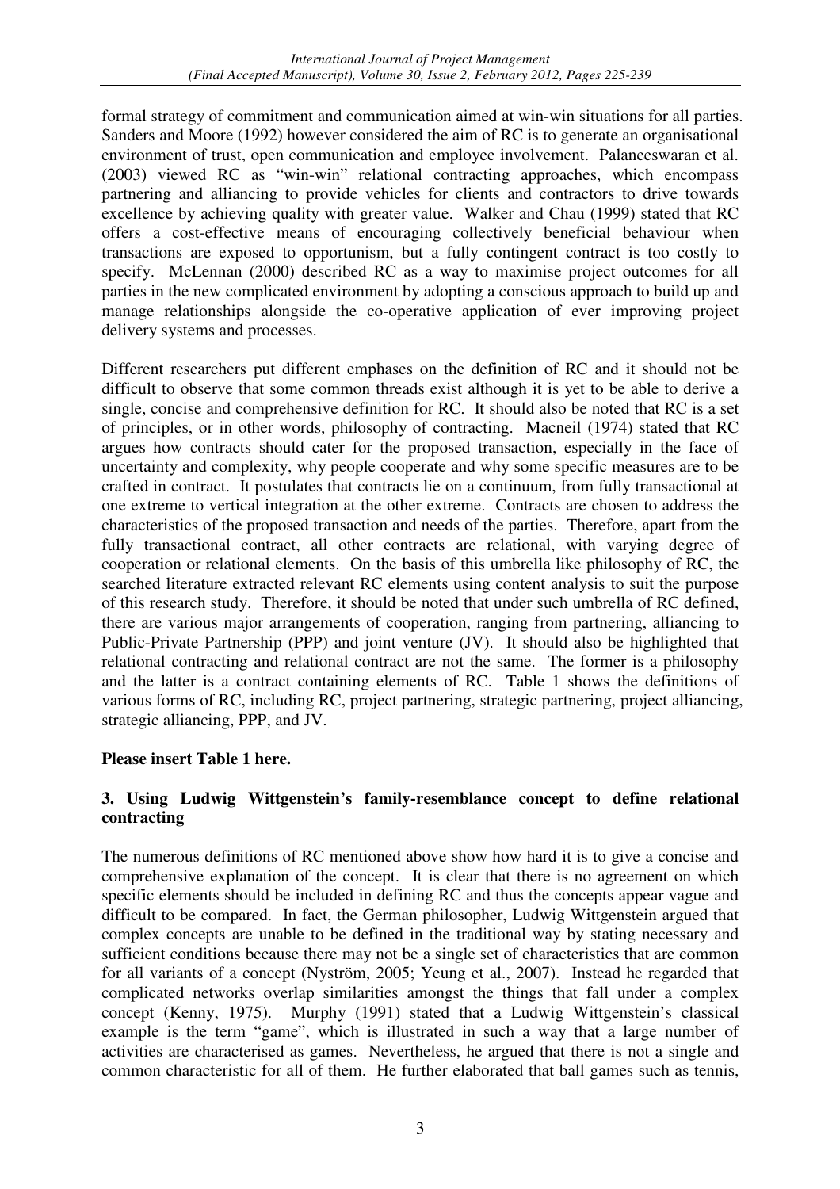formal strategy of commitment and communication aimed at win-win situations for all parties. Sanders and Moore (1992) however considered the aim of RC is to generate an organisational environment of trust, open communication and employee involvement. Palaneeswaran et al. (2003) viewed RC as "win-win" relational contracting approaches, which encompass partnering and alliancing to provide vehicles for clients and contractors to drive towards excellence by achieving quality with greater value. Walker and Chau (1999) stated that RC offers a cost-effective means of encouraging collectively beneficial behaviour when transactions are exposed to opportunism, but a fully contingent contract is too costly to specify. McLennan (2000) described RC as a way to maximise project outcomes for all parties in the new complicated environment by adopting a conscious approach to build up and manage relationships alongside the co-operative application of ever improving project delivery systems and processes.

Different researchers put different emphases on the definition of RC and it should not be difficult to observe that some common threads exist although it is yet to be able to derive a single, concise and comprehensive definition for RC. It should also be noted that RC is a set of principles, or in other words, philosophy of contracting. Macneil (1974) stated that RC argues how contracts should cater for the proposed transaction, especially in the face of uncertainty and complexity, why people cooperate and why some specific measures are to be crafted in contract. It postulates that contracts lie on a continuum, from fully transactional at one extreme to vertical integration at the other extreme. Contracts are chosen to address the characteristics of the proposed transaction and needs of the parties. Therefore, apart from the fully transactional contract, all other contracts are relational, with varying degree of cooperation or relational elements. On the basis of this umbrella like philosophy of RC, the searched literature extracted relevant RC elements using content analysis to suit the purpose of this research study. Therefore, it should be noted that under such umbrella of RC defined, there are various major arrangements of cooperation, ranging from partnering, alliancing to Public-Private Partnership (PPP) and joint venture (JV). It should also be highlighted that relational contracting and relational contract are not the same. The former is a philosophy and the latter is a contract containing elements of RC. Table 1 shows the definitions of various forms of RC, including RC, project partnering, strategic partnering, project alliancing, strategic alliancing, PPP, and JV.

**Please insert Table 1 here.**

## 3. Using Ludwig Wittgenstein's family-resemblance concept to define relational contracting

The numerous definitions of RC mentioned above show how hard it is to give a concise and comprehensive explanation of the concept. It is clear that there is no agreement on which specific elements should be included in defining RC and thus the concepts appear vague and difficult to be compared. In fact, the German philosopher, Ludwig Wittgenstein argued that complex concepts are unable to be defined in the traditional way by stating necessary and sufficient conditions because there may not be a single set of characteristics that are common for all variants of a concept (Nyström, 2005; Yeung et al., 2007). Instead he regarded that complicated networks overlap similarities amongst the things that fall under a complex concept (Kenny, 1975). Murphy (1991) stated that a Ludwig Wittgenstein's classical example is the term "game", which is illustrated in such a way that a large number of activities are characterised as games. Nevertheless, he argued that there is not a single and common characteristic for all of them. He further elaborated that ball games such as tennis,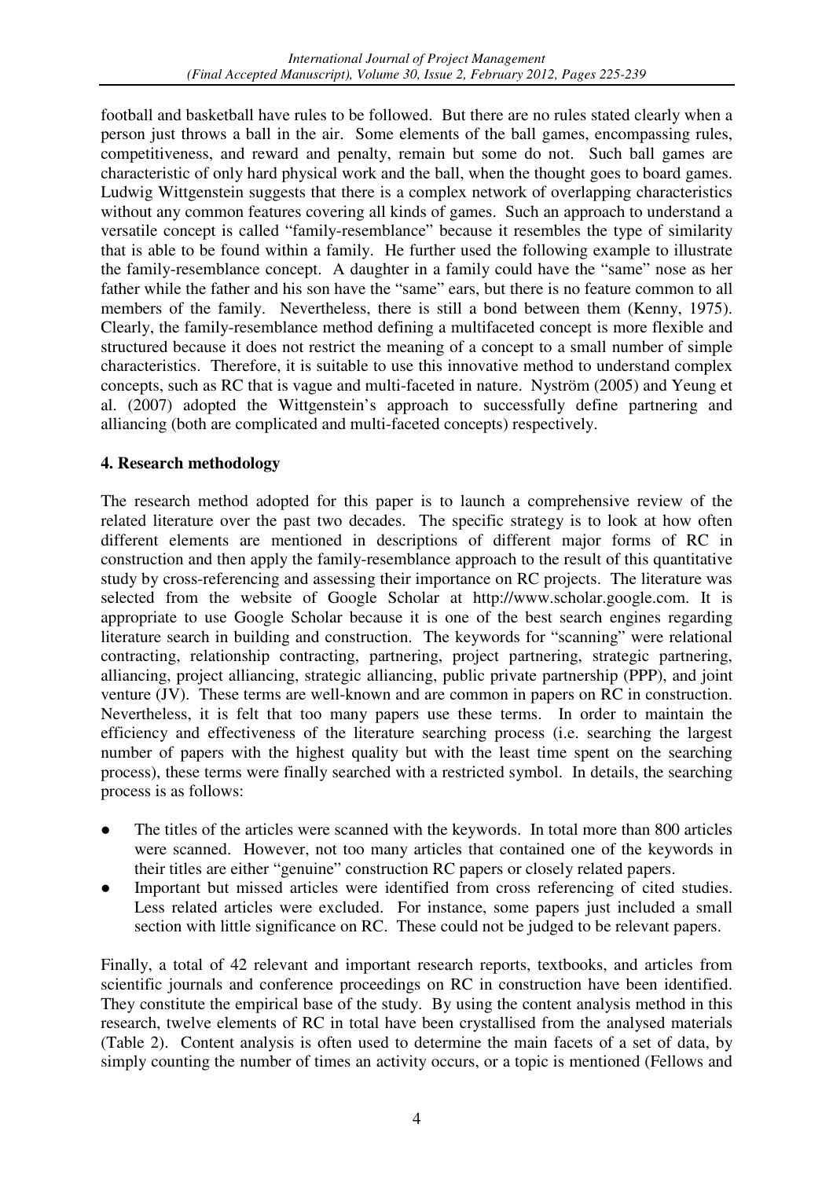football and basketball have rules to be followed. But there are no rules stated clearly when a person just throws a ball in the air. Some elements of the ball games, encompassing rules, competitiveness, and reward and penalty, remain but some do not. Such ball games are characteristic of only hard physical work and the ball, when the thought goes to board games. Ludwig Wittgenstein suggests that there is a complex network of overlapping characteristics without any common features covering all kinds of games. Such an approach to understand a versatile concept is called "family-resemblance" because it resembles the type of similarity that is able to be found within a family. He further used the following example to illustrate the family-resemblance concept. A daughter in a family could have the "same" nose as her father while the father and his son have the "same" ears, but there is no feature common to all members of the family. Nevertheless, there is still a bond between them (Kenny, 1975). Clearly, the family-resemblance method defining a multifaceted concept is more flexible and structured because it does not restrict the meaning of a concept to a small number of simple characteristics. Therefore, it is suitable to use this innovative method to understand complex concepts, such as RC that is vague and multi-faceted in nature. Nyström (2005) and Yeung et al. (2007) adopted the Wittgenstein's approach to successfully define partnering and alliancing (both are complicated and multi-faceted concepts) respectively.

## 4. Research methodology

The research method adopted for this paper is to launch a comprehensive review of the related literature over the past two decades. The specific strategy is to look at how often different elements are mentioned in descriptions of different major forms of RC in construction and then apply the family-resemblance approach to the result of this quantitative study by cross-referencing and assessing their importance on RC projects. The literature was selected from the website of Google Scholar at http://www.scholar.google.com. It is appropriate to use Google Scholar because it is one of the best search engines regarding literature search in building and construction. The keywords for "scanning" were relational contracting, relationship contracting, partnering, project partnering, strategic partnering, alliancing, project alliancing, strategic alliancing, public private partnership (PPP), and joint venture (JV). These terms are well-known and are common in papers on RC in construction. Nevertheless, it is felt that too many papers use these terms. In order to maintain the efficiency and effectiveness of the literature searching process (i.e. searching the largest number of papers with the highest quality but with the least time spent on the searching process), these terms were finally searched with a restricted symbol. In details, the searching process is as follows:

- The titles of the articles were scanned with the keywords. In total more than 800 articles were scanned. However, not too many articles that contained one of the keywords in their titles are either "genuine" construction RC papers or closely related papers.
- Important but missed articles were identified from cross referencing of cited studies. Less related articles were excluded. For instance, some papers just included a small section with little significance on RC. These could not be judged to be relevant papers.

Finally, a total of 42 relevant and important research reports, textbooks, and articles from scientific journals and conference proceedings on RC in construction have been identified. They constitute the empirical base of the study. By using the content analysis method in this research, twelve elements of RC in total have been crystallised from the analysed materials (Table 2). Content analysis is often used to determine the main facets of a set of data, by simply counting the number of times an activity occurs, or a topic is mentioned (Fellows and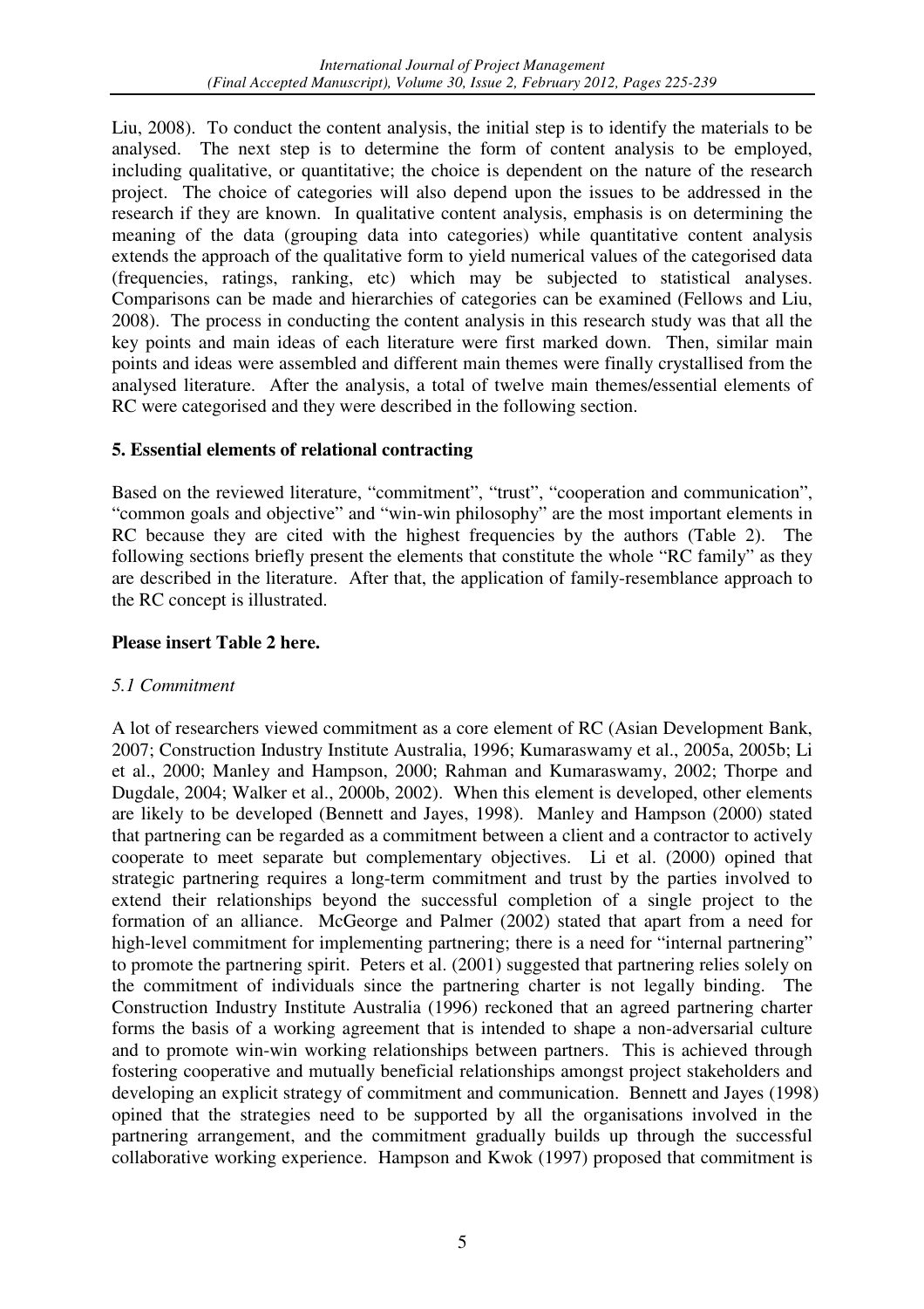Liu, 2008). To conduct the content analysis, the initial step is to identify the materials to be analysed. The next step is to determine the form of content analysis to be employed, including qualitative, or quantitative; the choice is dependent on the nature of the research project. The choice of categories will also depend upon the issues to be addressed in the research if they are known. In qualitative content analysis, emphasis is on determining the meaning of the data (grouping data into categories) while quantitative content analysis extends the approach of the qualitative form to yield numerical values of the categorised data (frequencies, ratings, ranking, etc) which may be subjected to statistical analyses. Comparisons can be made and hierarchies of categories can be examined (Fellows and Liu, 2008). The process in conducting the content analysis in this research study was that all the key points and main ideas of each literature were first marked down. Then, similar main points and ideas were assembled and different main themes were finally crystallised from the analysed literature. After the analysis, a total of twelve main themes/essential elements of RC were categorised and they were described in the following section.

## 5. Essential elements of relational contracting

Based on the reviewed literature, "commitment", "trust", "cooperation and communication", "common goals and objective" and "win-win philosophy" are the most important elements in RC because they are cited with the highest frequencies by the authors (Table 2). The following sections briefly present the elements that constitute the whole "RC family" as they are described in the literature. After that, the application of family-resemblance approach to the RC concept is illustrated.

**Please insert Table 2 here.**

### *5.1 Commitment*

A lot of researchers viewed commitment as a core element of RC (Asian Development Bank, 2007; Construction Industry Institute Australia, 1996; Kumaraswamy et al., 2005a, 2005b; Li et al., 2000; Manley and Hampson, 2000; Rahman and Kumaraswamy, 2002; Thorpe and Dugdale, 2004; Walker et al., 2000b, 2002). When this element is developed, other elements are likely to be developed (Bennett and Jayes, 1998). Manley and Hampson (2000) stated that partnering can be regarded as a commitment between a client and a contractor to actively cooperate to meet separate but complementary objectives. Li et al. (2000) opined that strategic partnering requires a long-term commitment and trust by the parties involved to extend their relationships beyond the successful completion of a single project to the formation of an alliance. McGeorge and Palmer (2002) stated that apart from a need for high-level commitment for implementing partnering; there is a need for "internal partnering" to promote the partnering spirit. Peters et al. (2001) suggested that partnering relies solely on the commitment of individuals since the partnering charter is not legally binding. The Construction Industry Institute Australia (1996) reckoned that an agreed partnering charter forms the basis of a working agreement that is intended to shape a non-adversarial culture and to promote win-win working relationships between partners. This is achieved through fostering cooperative and mutually beneficial relationships amongst project stakeholders and developing an explicit strategy of commitment and communication. Bennett and Jayes (1998) opined that the strategies need to be supported by all the organisations involved in the partnering arrangement, and the commitment gradually builds up through the successful collaborative working experience. Hampson and Kwok (1997) proposed that commitment is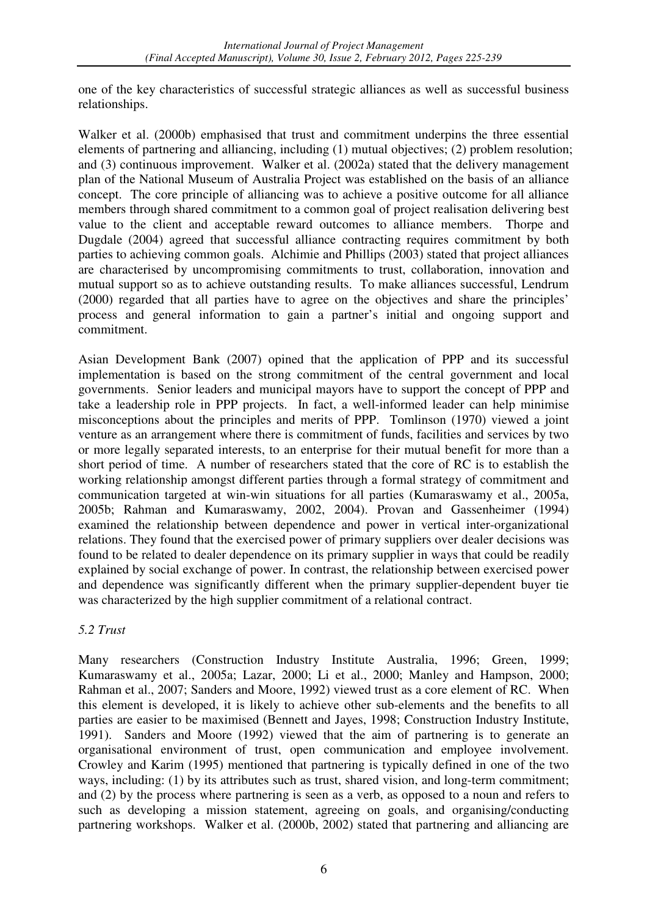one of the key characteristics of successful strategic alliances as well as successful business relationships.

Walker et al. (2000b) emphasised that trust and commitment underpins the three essential elements of partnering and alliancing, including (1) mutual objectives; (2) problem resolution; and (3) continuous improvement. Walker et al. (2002a) stated that the delivery management plan of the National Museum of Australia Project was established on the basis of an alliance concept. The core principle of alliancing was to achieve a positive outcome for all alliance members through shared commitment to a common goal of project realisation delivering best value to the client and acceptable reward outcomes to alliance members. Thorpe and Dugdale (2004) agreed that successful alliance contracting requires commitment by both parties to achieving common goals. Alchimie and Phillips (2003) stated that project alliances are characterised by uncompromising commitments to trust, collaboration, innovation and mutual support so as to achieve outstanding results. To make alliances successful, Lendrum (2000) regarded that all parties have to agree on the objectives and share the principles' process and general information to gain a partner's initial and ongoing support and commitment.

Asian Development Bank (2007) opined that the application of PPP and its successful implementation is based on the strong commitment of the central government and local governments. Senior leaders and municipal mayors have to support the concept of PPP and take a leadership role in PPP projects. In fact, a well-informed leader can help minimise misconceptions about the principles and merits of PPP. Tomlinson (1970) viewed a joint venture as an arrangement where there is commitment of funds, facilities and services by two or more legally separated interests, to an enterprise for their mutual benefit for more than a short period of time. A number of researchers stated that the core of RC is to establish the working relationship amongst different parties through a formal strategy of commitment and communication targeted at win-win situations for all parties (Kumaraswamy et al., 2005a, 2005b; Rahman and Kumaraswamy, 2002, 2004). Provan and Gassenheimer (1994) examined the relationship between dependence and power in vertical inter-organizational relations. They found that the exercised power of primary suppliers over dealer decisions was found to be related to dealer dependence on its primary supplier in ways that could be readily explained by social exchange of power. In contrast, the relationship between exercised power and dependence was significantly different when the primary supplier-dependent buyer tie was characterized by the high supplier commitment of a relational contract.

### *5.2 Trust*

Many researchers (Construction Industry Institute Australia, 1996; Green, 1999; Kumaraswamy et al., 2005a; Lazar, 2000; Li et al., 2000; Manley and Hampson, 2000; Rahman et al., 2007; Sanders and Moore, 1992) viewed trust as a core element of RC. When this element is developed, it is likely to achieve other sub-elements and the benefits to all parties are easier to be maximised (Bennett and Jayes, 1998; Construction Industry Institute, 1991). Sanders and Moore (1992) viewed that the aim of partnering is to generate an organisational environment of trust, open communication and employee involvement. Crowley and Karim (1995) mentioned that partnering is typically defined in one of the two ways, including: (1) by its attributes such as trust, shared vision, and long-term commitment; and (2) by the process where partnering is seen as a verb, as opposed to a noun and refers to such as developing a mission statement, agreeing on goals, and organising/conducting partnering workshops. Walker et al. (2000b, 2002) stated that partnering and alliancing are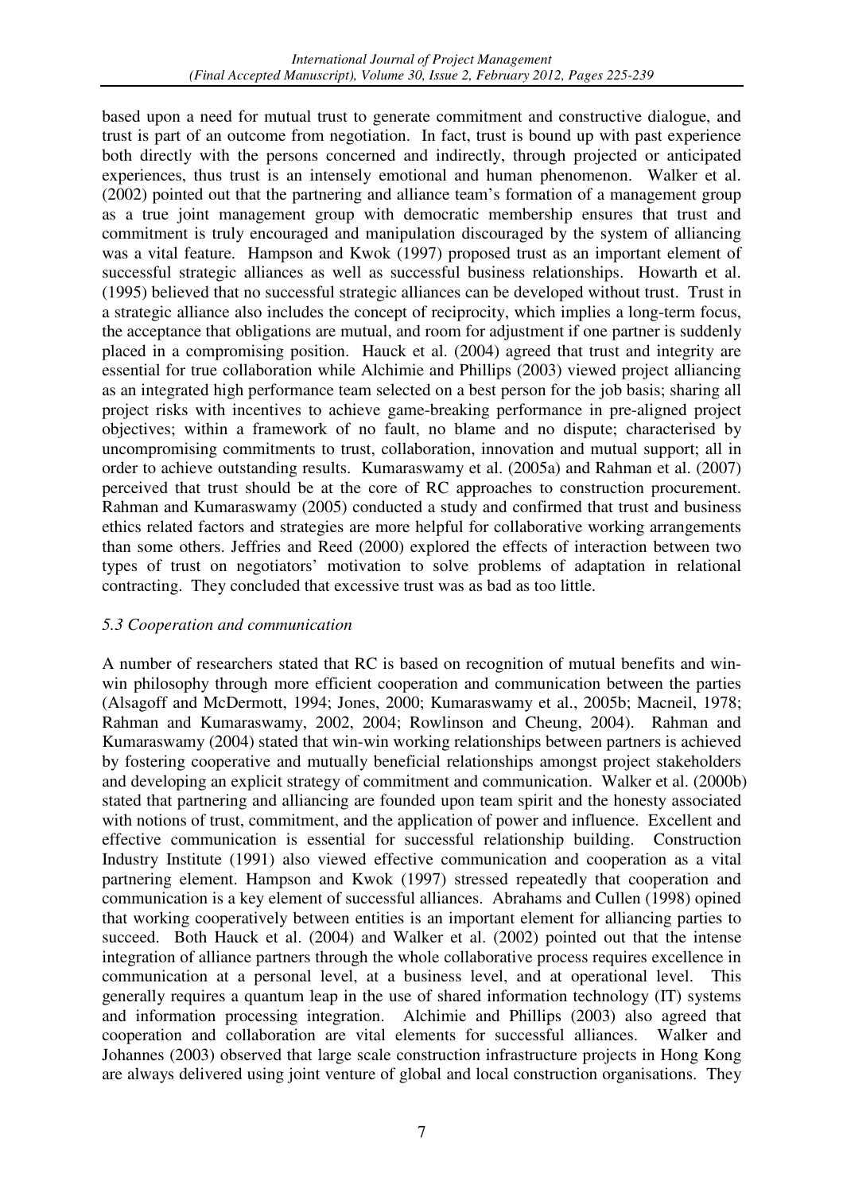based upon a need for mutual trust to generate commitment and constructive dialogue, and trust is part of an outcome from negotiation. In fact, trust is bound up with past experience both directly with the persons concerned and indirectly, through projected or anticipated experiences, thus trust is an intensely emotional and human phenomenon. Walker et al. (2002) pointed out that the partnering and alliance team's formation of a management group as a true joint management group with democratic membership ensures that trust and commitment is truly encouraged and manipulation discouraged by the system of alliancing was a vital feature. Hampson and Kwok (1997) proposed trust as an important element of successful strategic alliances as well as successful business relationships. Howarth et al. (1995) believed that no successful strategic alliances can be developed without trust. Trust in a strategic alliance also includes the concept of reciprocity, which implies a long-term focus, the acceptance that obligations are mutual, and room for adjustment if one partner is suddenly placed in a compromising position. Hauck et al. (2004) agreed that trust and integrity are essential for true collaboration while Alchimie and Phillips (2003) viewed project alliancing as an integrated high performance team selected on a best person for the job basis; sharing all project risks with incentives to achieve game-breaking performance in pre-aligned project objectives; within a framework of no fault, no blame and no dispute; characterised by uncompromising commitments to trust, collaboration, innovation and mutual support; all in order to achieve outstanding results. Kumaraswamy et al. (2005a) and Rahman et al. (2007) perceived that trust should be at the core of RC approaches to construction procurement. Rahman and Kumaraswamy (2005) conducted a study and confirmed that trust and business ethics related factors and strategies are more helpful for collaborative working arrangements than some others. Jeffries and Reed (2000) explored the effects of interaction between two types of trust on negotiators' motivation to solve problems of adaptation in relational contracting. They concluded that excessive trust was as bad as too little.

### *5.3 Cooperation and communication*

A number of researchers stated that RC is based on recognition of mutual benefits and win-win philosophy through more efficient cooperation and communication between the parties (Alsagoff and McDermott, 1994; Jones, 2000; Kumaraswamy et al., 2005b; Macneil, 1978; Rahman and Kumaraswamy, 2002, 2004; Rowlinson and Cheung, 2004). Rahman and Kumaraswamy (2004) stated that win-win working relationships between partners is achieved by fostering cooperative and mutually beneficial relationships amongst project stakeholders and developing an explicit strategy of commitment and communication. Walker et al. (2000b) stated that partnering and alliancing are founded upon team spirit and the honesty associated with notions of trust, commitment, and the application of power and influence. Excellent and effective communication is essential for successful relationship building. Construction Industry Institute (1991) also viewed effective communication and cooperation as a vital partnering element. Hampson and Kwok (1997) stressed repeatedly that cooperation and communication is a key element of successful alliances. Abrahams and Cullen (1998) opined that working cooperatively between entities is an important element for alliancing parties to succeed. Both Hauck et al. (2004) and Walker et al. (2002) pointed out that the intense integration of alliance partners through the whole collaborative process requires excellence in communication at a personal level, at a business level, and at operational level. This generally requires a quantum leap in the use of shared information technology (IT) systems and information processing integration. Alchimie and Phillips (2003) also agreed that cooperation and collaboration are vital elements for successful alliances. Walker and Johannes (2003) observed that large scale construction infrastructure projects in Hong Kong are always delivered using joint venture of global and local construction organisations. They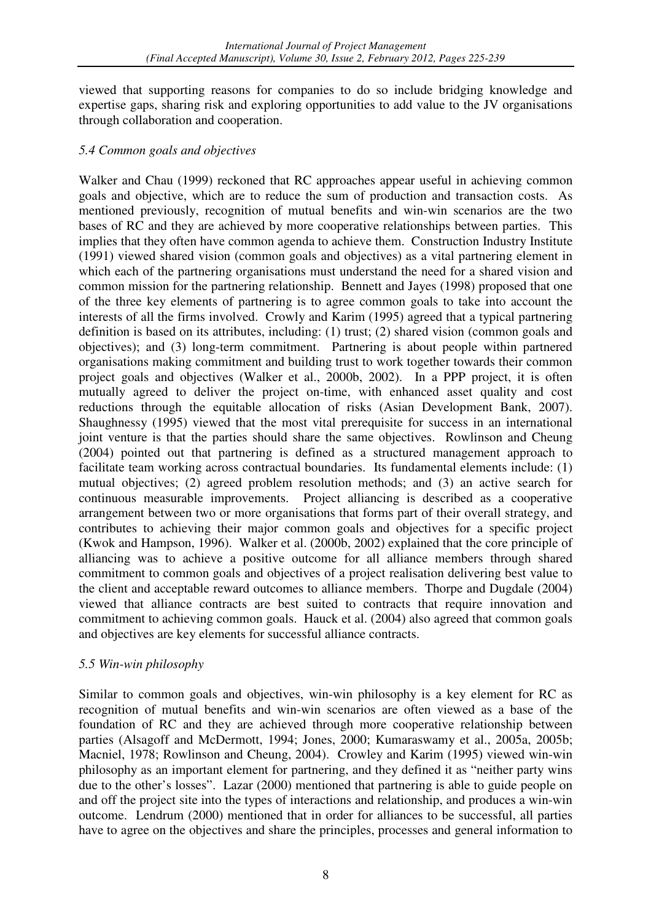viewed that supporting reasons for companies to do so include bridging knowledge and expertise gaps, sharing risk and exploring opportunities to add value to the JV organisations through collaboration and cooperation.

### *5.4 Common goals and objectives*

Walker and Chau (1999) reckoned that RC approaches appear useful in achieving common goals and objective, which are to reduce the sum of production and transaction costs. As mentioned previously, recognition of mutual benefits and win-win scenarios are the two bases of RC and they are achieved by more cooperative relationships between parties. This implies that they often have common agenda to achieve them. Construction Industry Institute (1991) viewed shared vision (common goals and objectives) as a vital partnering element in which each of the partnering organisations must understand the need for a shared vision and common mission for the partnering relationship. Bennett and Jayes (1998) proposed that one of the three key elements of partnering is to agree common goals to take into account the interests of all the firms involved. Crowly and Karim (1995) agreed that a typical partnering definition is based on its attributes, including: (1) trust; (2) shared vision (common goals and objectives); and (3) long-term commitment. Partnering is about people within partnered organisations making commitment and building trust to work together towards their common project goals and objectives (Walker et al., 2000b, 2002). In a PPP project, it is often mutually agreed to deliver the project on-time, with enhanced asset quality and cost reductions through the equitable allocation of risks (Asian Development Bank, 2007). Shaughnessy (1995) viewed that the most vital prerequisite for success in an international joint venture is that the parties should share the same objectives. Rowlinson and Cheung (2004) pointed out that partnering is defined as a structured management approach to facilitate team working across contractual boundaries. Its fundamental elements include: (1) mutual objectives; (2) agreed problem resolution methods; and (3) an active search for continuous measurable improvements. Project alliancing is described as a cooperative arrangement between two or more organisations that forms part of their overall strategy, and contributes to achieving their major common goals and objectives for a specific project (Kwok and Hampson, 1996). Walker et al. (2000b, 2002) explained that the core principle of alliancing was to achieve a positive outcome for all alliance members through shared commitment to common goals and objectives of a project realisation delivering best value to the client and acceptable reward outcomes to alliance members. Thorpe and Dugdale (2004) viewed that alliance contracts are best suited to contracts that require innovation and commitment to achieving common goals. Hauck et al. (2004) also agreed that common goals and objectives are key elements for successful alliance contracts.

### *5.5 Win-win philosophy*

Similar to common goals and objectives, win-win philosophy is a key element for RC as recognition of mutual benefits and win-win scenarios are often viewed as a base of the foundation of RC and they are achieved through more cooperative relationship between parties (Alsagoff and McDermott, 1994; Jones, 2000; Kumaraswamy et al., 2005a, 2005b; Macniel, 1978; Rowlinson and Cheung, 2004). Crowley and Karim (1995) viewed win-win philosophy as an important element for partnering, and they defined it as "neither party wins due to the other's losses". Lazar (2000) mentioned that partnering is able to guide people on and off the project site into the types of interactions and relationship, and produces a win-win outcome. Lendrum (2000) mentioned that in order for alliances to be successful, all parties have to agree on the objectives and share the principles, processes and general information to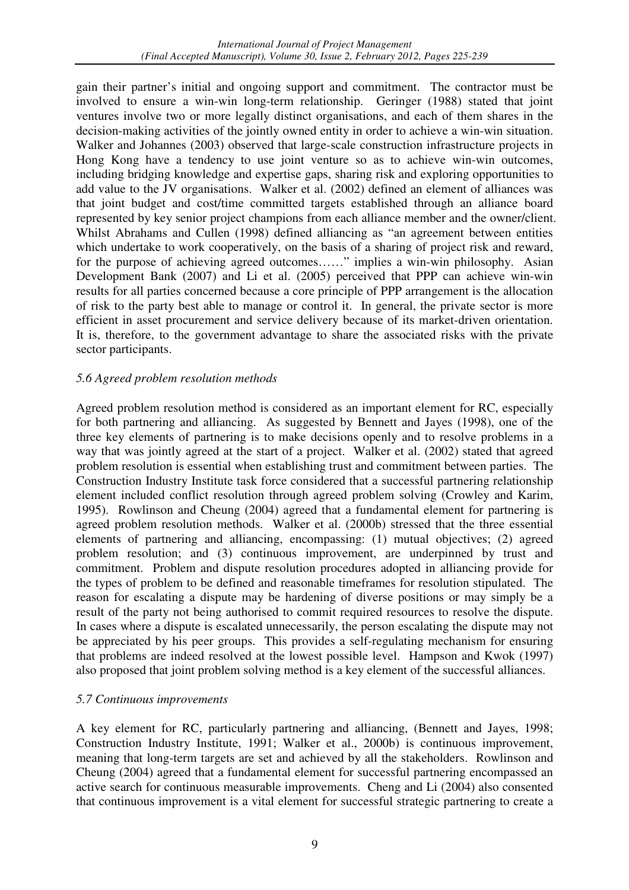gain their partner's initial and ongoing support and commitment. The contractor must be involved to ensure a win-win long-term relationship. Geringer (1988) stated that joint ventures involve two or more legally distinct organisations, and each of them shares in the decision-making activities of the jointly owned entity in order to achieve a win-win situation. Walker and Johannes (2003) observed that large-scale construction infrastructure projects in Hong Kong have a tendency to use joint venture so as to achieve win-win outcomes, including bridging knowledge and expertise gaps, sharing risk and exploring opportunities to add value to the JV organisations. Walker et al. (2002) defined an element of alliances was that joint budget and cost/time committed targets established through an alliance board represented by key senior project champions from each alliance member and the owner/client. Whilst Abrahams and Cullen (1998) defined alliancing as "an agreement between entities which undertake to work cooperatively, on the basis of a sharing of project risk and reward, for the purpose of achieving agreed outcomes……" implies a win-win philosophy. Asian Development Bank (2007) and Li et al. (2005) perceived that PPP can achieve win-win results for all parties concerned because a core principle of PPP arrangement is the allocation of risk to the party best able to manage or control it. In general, the private sector is more efficient in asset procurement and service delivery because of its market-driven orientation. It is, therefore, to the government advantage to share the associated risks with the private sector participants.

### *5.6 Agreed problem resolution methods*

Agreed problem resolution method is considered as an important element for RC, especially for both partnering and alliancing. As suggested by Bennett and Jayes (1998), one of the three key elements of partnering is to make decisions openly and to resolve problems in a way that was jointly agreed at the start of a project. Walker et al. (2002) stated that agreed problem resolution is essential when establishing trust and commitment between parties. The Construction Industry Institute task force considered that a successful partnering relationship element included conflict resolution through agreed problem solving (Crowley and Karim, 1995). Rowlinson and Cheung (2004) agreed that a fundamental element for partnering is agreed problem resolution methods. Walker et al. (2000b) stressed that the three essential elements of partnering and alliancing, encompassing: (1) mutual objectives; (2) agreed problem resolution; and (3) continuous improvement, are underpinned by trust and commitment. Problem and dispute resolution procedures adopted in alliancing provide for the types of problem to be defined and reasonable timeframes for resolution stipulated. The reason for escalating a dispute may be hardening of diverse positions or may simply be a result of the party not being authorised to commit required resources to resolve the dispute. In cases where a dispute is escalated unnecessarily, the person escalating the dispute may not be appreciated by his peer groups. This provides a self-regulating mechanism for ensuring that problems are indeed resolved at the lowest possible level. Hampson and Kwok (1997) also proposed that joint problem solving method is a key element of the successful alliances.

### *5.7 Continuous improvements*

A key element for RC, particularly partnering and alliancing, (Bennett and Jayes, 1998; Construction Industry Institute, 1991; Walker et al., 2000b) is continuous improvement, meaning that long-term targets are set and achieved by all the stakeholders. Rowlinson and Cheung (2004) agreed that a fundamental element for successful partnering encompassed an active search for continuous measurable improvements. Cheng and Li (2004) also consented that continuous improvement is a vital element for successful strategic partnering to create a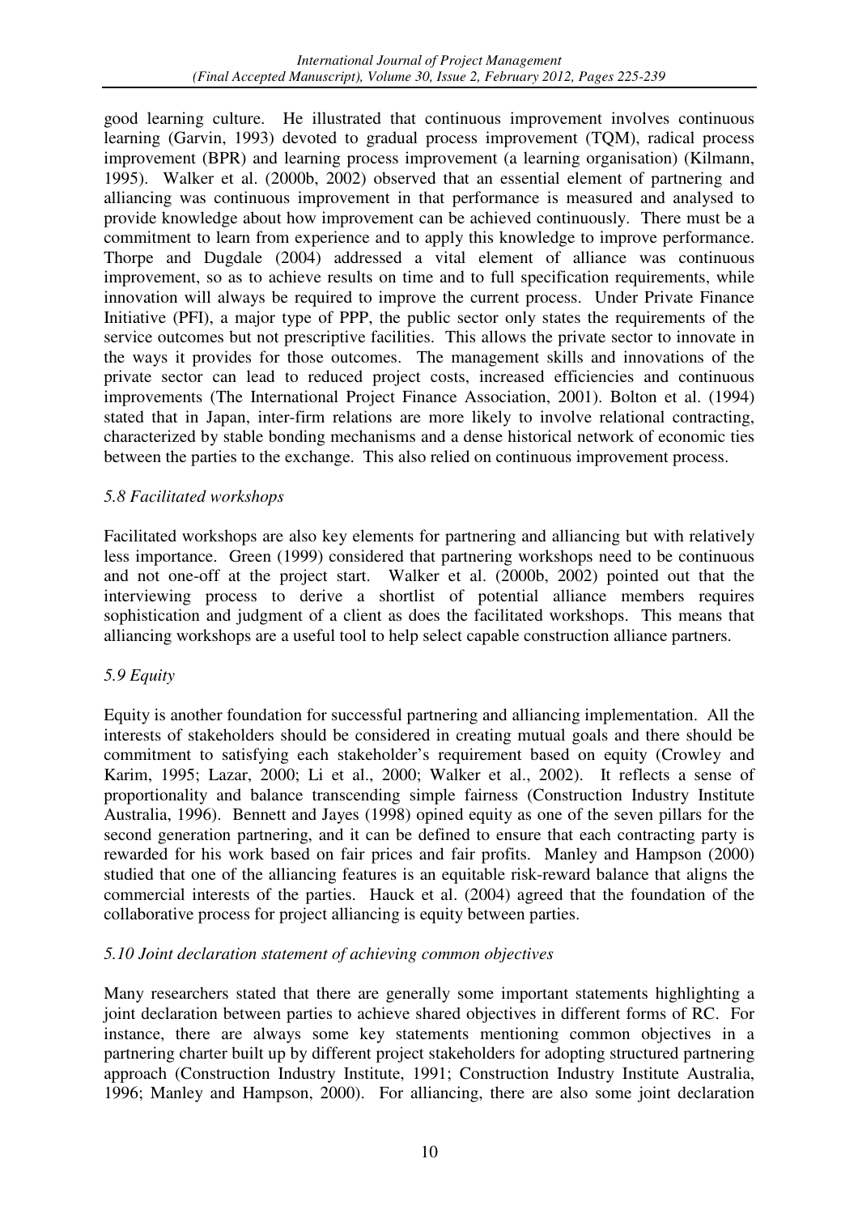good learning culture. He illustrated that continuous improvement involves continuous learning (Garvin, 1993) devoted to gradual process improvement (TQM), radical process improvement (BPR) and learning process improvement (a learning organisation) (Kilmann, 1995). Walker et al. (2000b, 2002) observed that an essential element of partnering and alliancing was continuous improvement in that performance is measured and analysed to provide knowledge about how improvement can be achieved continuously. There must be a commitment to learn from experience and to apply this knowledge to improve performance. Thorpe and Dugdale (2004) addressed a vital element of alliance was continuous improvement, so as to achieve results on time and to full specification requirements, while innovation will always be required to improve the current process. Under Private Finance Initiative (PFI), a major type of PPP, the public sector only states the requirements of the service outcomes but not prescriptive facilities. This allows the private sector to innovate in the ways it provides for those outcomes. The management skills and innovations of the private sector can lead to reduced project costs, increased efficiencies and continuous improvements (The International Project Finance Association, 2001). Bolton et al. (1994) stated that in Japan, inter-firm relations are more likely to involve relational contracting, characterized by stable bonding mechanisms and a dense historical network of economic ties between the parties to the exchange. This also relied on continuous improvement process.

### *5.8 Facilitated workshops*

Facilitated workshops are also key elements for partnering and alliancing but with relatively less importance. Green (1999) considered that partnering workshops need to be continuous and not one-off at the project start. Walker et al. (2000b, 2002) pointed out that the interviewing process to derive a shortlist of potential alliance members requires sophistication and judgment of a client as does the facilitated workshops. This means that alliancing workshops are a useful tool to help select capable construction alliance partners.

### *5.9 Equity*

Equity is another foundation for successful partnering and alliancing implementation. All the interests of stakeholders should be considered in creating mutual goals and there should be commitment to satisfying each stakeholder's requirement based on equity (Crowley and Karim, 1995; Lazar, 2000; Li et al., 2000; Walker et al., 2002). It reflects a sense of proportionality and balance transcending simple fairness (Construction Industry Institute Australia, 1996). Bennett and Jayes (1998) opined equity as one of the seven pillars for the second generation partnering, and it can be defined to ensure that each contracting party is rewarded for his work based on fair prices and fair profits. Manley and Hampson (2000) studied that one of the alliancing features is an equitable risk-reward balance that aligns the commercial interests of the parties. Hauck et al. (2004) agreed that the foundation of the collaborative process for project alliancing is equity between parties.

### *5.10 Joint declaration statement of achieving common objectives*

Many researchers stated that there are generally some important statements highlighting a joint declaration between parties to achieve shared objectives in different forms of RC. For instance, there are always some key statements mentioning common objectives in a partnering charter built up by different project stakeholders for adopting structured partnering approach (Construction Industry Institute, 1991; Construction Industry Institute Australia, 1996; Manley and Hampson, 2000). For alliancing, there are also some joint declaration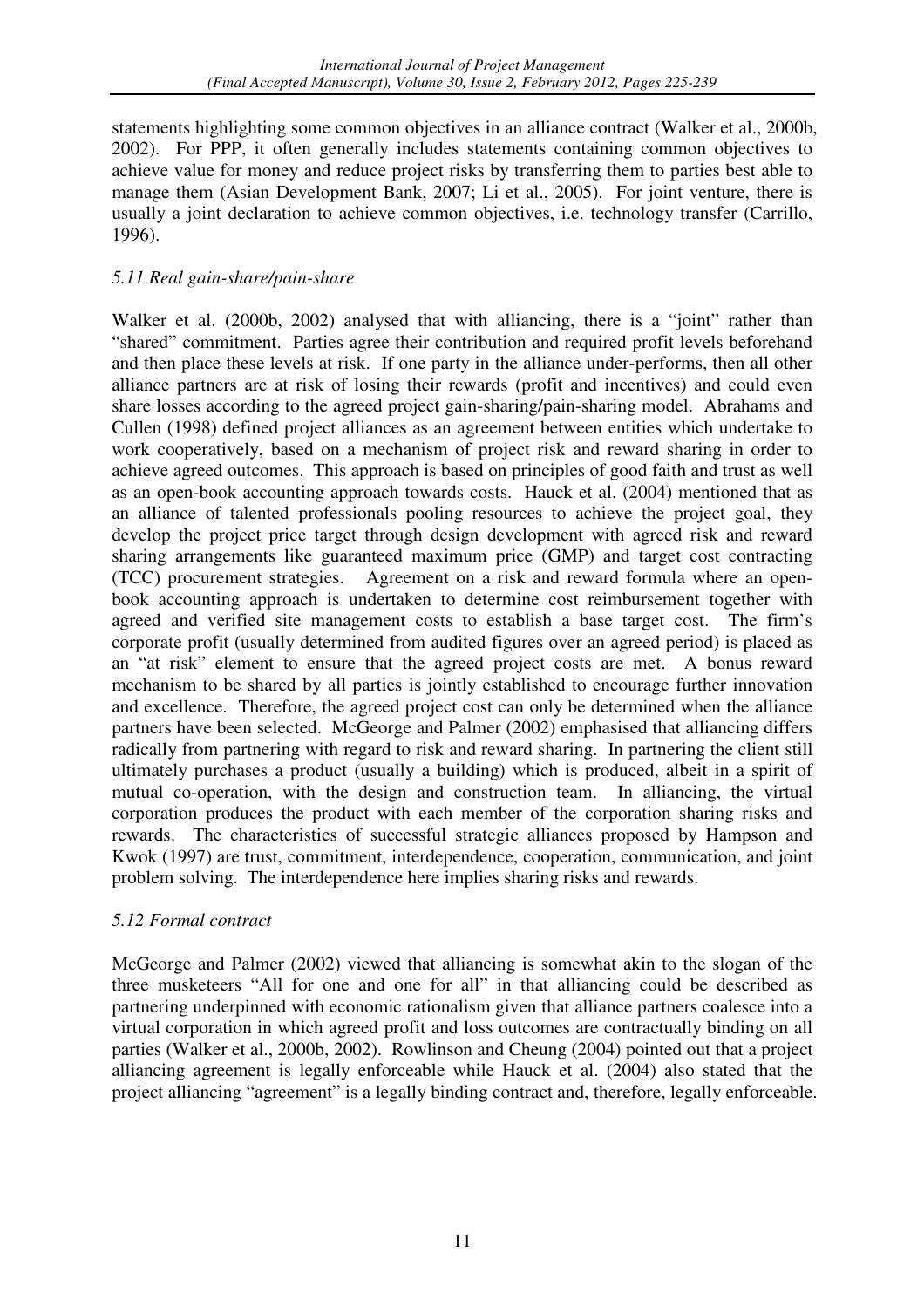statements highlighting some common objectives in an alliance contract (Walker et al., 2000b, 2002). For PPP, it often generally includes statements containing common objectives to achieve value for money and reduce project risks by transferring them to parties best able to manage them (Asian Development Bank, 2007; Li et al., 2005). For joint venture, there is usually a joint declaration to achieve common objectives, i.e. technology transfer (Carrillo, 1996).

### *5.11 Real gain-share/pain-share*

Walker et al. (2000b, 2002) analysed that with alliancing, there is a "joint" rather than "shared" commitment. Parties agree their contribution and required profit levels beforehand and then place these levels at risk. If one party in the alliance under-performs, then all other alliance partners are at risk of losing their rewards (profit and incentives) and could even share losses according to the agreed project gain-sharing/pain-sharing model. Abrahams and Cullen (1998) defined project alliances as an agreement between entities which undertake to work cooperatively, based on a mechanism of project risk and reward sharing in order to achieve agreed outcomes. This approach is based on principles of good faith and trust as well as an open-book accounting approach towards costs. Hauck et al. (2004) mentioned that as an alliance of talented professionals pooling resources to achieve the project goal, they develop the project price target through design development with agreed risk and reward sharing arrangements like guaranteed maximum price (GMP) and target cost contracting (TCC) procurement strategies. Agreement on a risk and reward formula where an open-book accounting approach is undertaken to determine cost reimbursement together with agreed and verified site management costs to establish a base target cost. The firm's corporate profit (usually determined from audited figures over an agreed period) is placed as an "at risk" element to ensure that the agreed project costs are met. A bonus reward mechanism to be shared by all parties is jointly established to encourage further innovation and excellence. Therefore, the agreed project cost can only be determined when the alliance partners have been selected. McGeorge and Palmer (2002) emphasised that alliancing differs radically from partnering with regard to risk and reward sharing. In partnering the client still ultimately purchases a product (usually a building) which is produced, albeit in a spirit of mutual co-operation, with the design and construction team. In alliancing, the virtual corporation produces the product with each member of the corporation sharing risks and rewards. The characteristics of successful strategic alliances proposed by Hampson and Kwok (1997) are trust, commitment, interdependence, cooperation, communication, and joint problem solving. The interdependence here implies sharing risks and rewards.

### *5.12 Formal contract*

McGeorge and Palmer (2002) viewed that alliancing is somewhat akin to the slogan of the three musketeers "All for one and one for all" in that alliancing could be described as partnering underpinned with economic rationalism given that alliance partners coalesce into a virtual corporation in which agreed profit and loss outcomes are contractually binding on all parties (Walker et al., 2000b, 2002). Rowlinson and Cheung (2004) pointed out that a project alliancing agreement is legally enforceable while Hauck et al. (2004) also stated that the project alliancing "agreement" is a legally binding contract and, therefore, legally enforceable.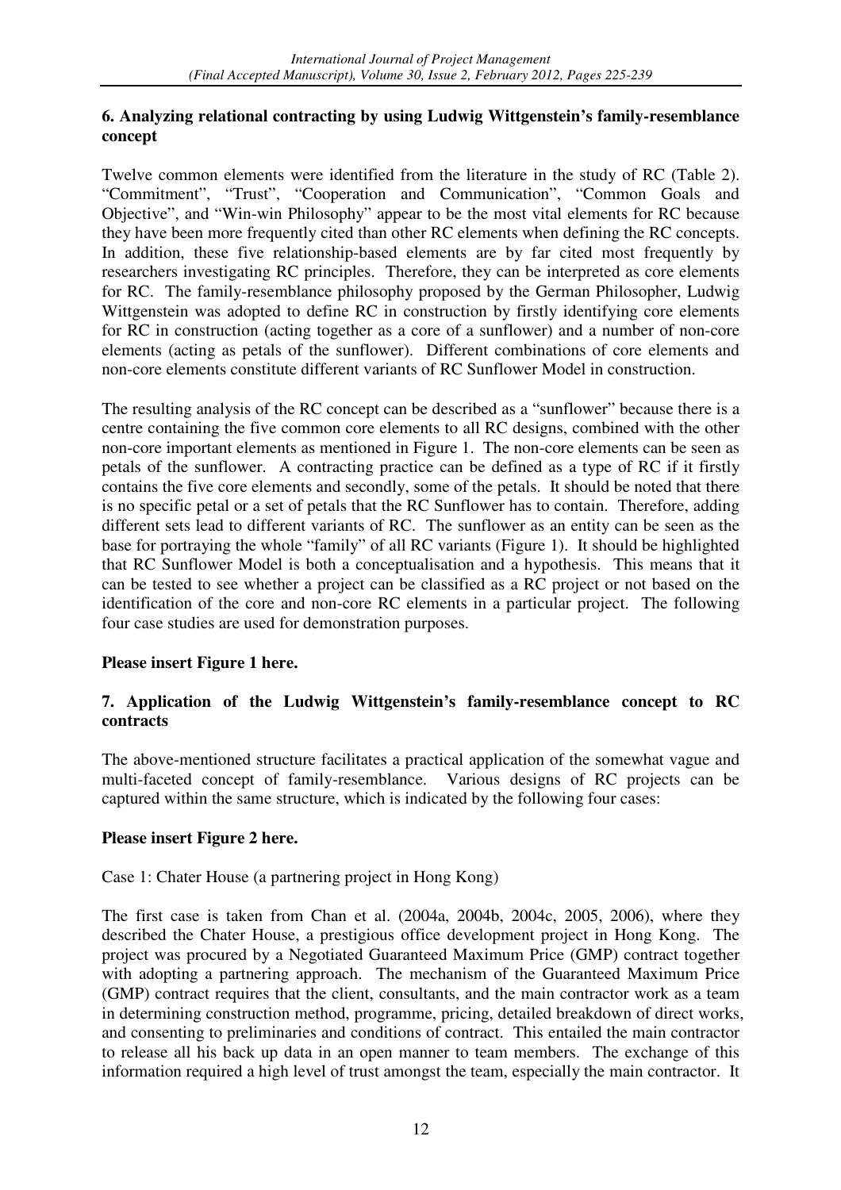## 6. Analyzing relational contracting by using Ludwig Wittgenstein's family-resemblance concept

Twelve common elements were identified from the literature in the study of RC (Table 2). "Commitment", "Trust", "Cooperation and Communication", "Common Goals and Objective", and "Win-win Philosophy" appear to be the most vital elements for RC because they have been more frequently cited than other RC elements when defining the RC concepts. In addition, these five relationship-based elements are by far cited most frequently by researchers investigating RC principles. Therefore, they can be interpreted as core elements for RC. The family-resemblance philosophy proposed by the German Philosopher, Ludwig Wittgenstein was adopted to define RC in construction by firstly identifying core elements for RC in construction (acting together as a core of a sunflower) and a number of non-core elements (acting as petals of the sunflower). Different combinations of core elements and non-core elements constitute different variants of RC Sunflower Model in construction.

The resulting analysis of the RC concept can be described as a "sunflower" because there is a centre containing the five common core elements to all RC designs, combined with the other non-core important elements as mentioned in Figure 1. The non-core elements can be seen as petals of the sunflower. A contracting practice can be defined as a type of RC if it firstly contains the five core elements and secondly, some of the petals. It should be noted that there is no specific petal or a set of petals that the RC Sunflower has to contain. Therefore, adding different sets lead to different variants of RC. The sunflower as an entity can be seen as the base for portraying the whole "family" of all RC variants (Figure 1). It should be highlighted that RC Sunflower Model is both a conceptualisation and a hypothesis. This means that it can be tested to see whether a project can be classified as a RC project or not based on the identification of the core and non-core RC elements in a particular project. The following four case studies are used for demonstration purposes.

**Please insert Figure 1 here.**

## 7. Application of the Ludwig Wittgenstein's family-resemblance concept to RC contracts

The above-mentioned structure facilitates a practical application of the somewhat vague and multi-faceted concept of family-resemblance. Various designs of RC projects can be captured within the same structure, which is indicated by the following four cases:

**Please insert Figure 2 here.**

Case 1: Chater House (a partnering project in Hong Kong)

The first case is taken from Chan et al. (2004a, 2004b, 2004c, 2005, 2006), where they described the Chater House, a prestigious office development project in Hong Kong. The project was procured by a Negotiated Guaranteed Maximum Price (GMP) contract together with adopting a partnering approach. The mechanism of the Guaranteed Maximum Price (GMP) contract requires that the client, consultants, and the main contractor work as a team in determining construction method, programme, pricing, detailed breakdown of direct works, and consenting to preliminaries and conditions of contract. This entailed the main contractor to release all his back up data in an open manner to team members. The exchange of this information required a high level of trust amongst the team, especially the main contractor. It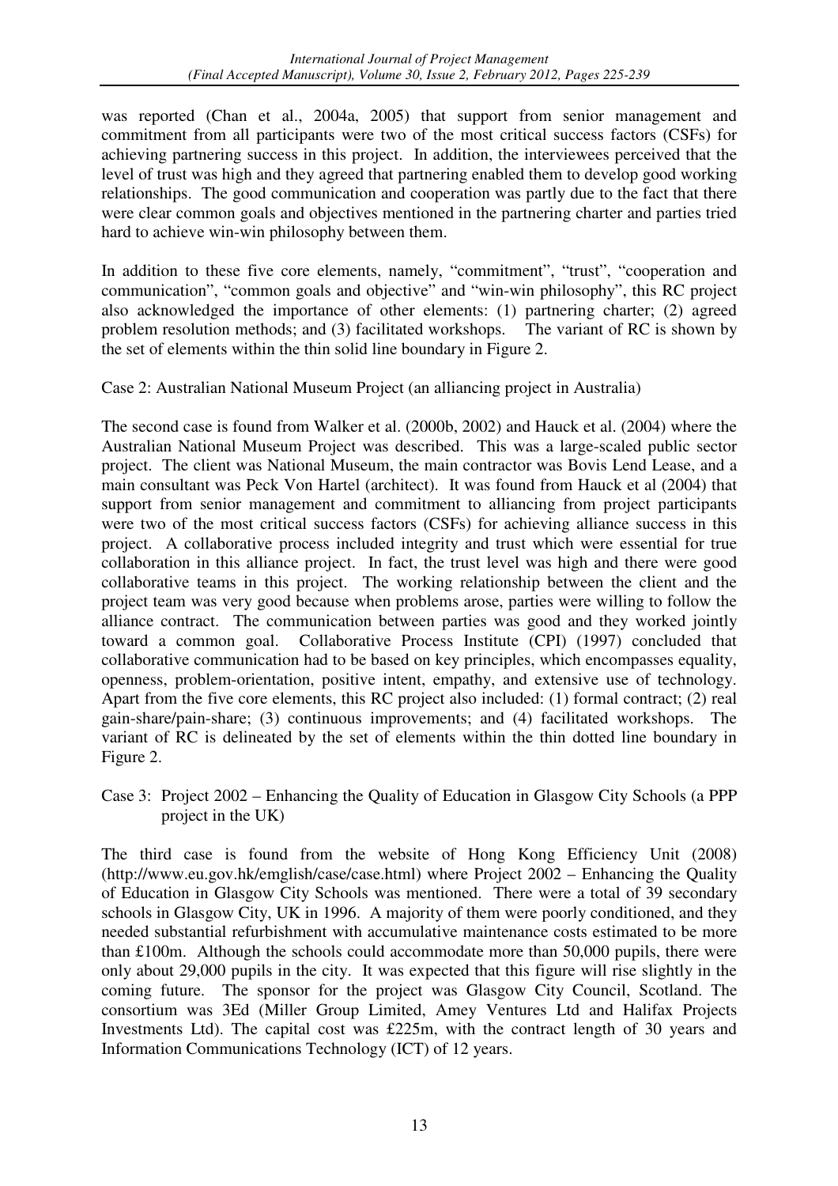was reported (Chan et al., 2004a, 2005) that support from senior management and commitment from all participants were two of the most critical success factors (CSFs) for achieving partnering success in this project. In addition, the interviewees perceived that the level of trust was high and they agreed that partnering enabled them to develop good working relationships. The good communication and cooperation was partly due to the fact that there were clear common goals and objectives mentioned in the partnering charter and parties tried hard to achieve win-win philosophy between them.

In addition to these five core elements, namely, "commitment", "trust", "cooperation and communication", "common goals and objective" and "win-win philosophy", this RC project also acknowledged the importance of other elements: (1) partnering charter; (2) agreed problem resolution methods; and (3) facilitated workshops. The variant of RC is shown by the set of elements within the thin solid line boundary in Figure 2.

Case 2: Australian National Museum Project (an alliancing project in Australia)

The second case is found from Walker et al. (2000b, 2002) and Hauck et al. (2004) where the Australian National Museum Project was described. This was a large-scaled public sector project. The client was National Museum, the main contractor was Bovis Lend Lease, and a main consultant was Peck Von Hartel (architect). It was found from Hauck et al (2004) that support from senior management and commitment to alliancing from project participants were two of the most critical success factors (CSFs) for achieving alliance success in this project. A collaborative process included integrity and trust which were essential for true collaboration in this alliance project. In fact, the trust level was high and there were good collaborative teams in this project. The working relationship between the client and the project team was very good because when problems arose, parties were willing to follow the alliance contract. The communication between parties was good and they worked jointly toward a common goal. Collaborative Process Institute (CPI) (1997) concluded that collaborative communication had to be based on key principles, which encompasses equality, openness, problem-orientation, positive intent, empathy, and extensive use of technology. Apart from the five core elements, this RC project also included: (1) formal contract; (2) real gain-share/pain-share; (3) continuous improvements; and (4) facilitated workshops. The variant of RC is delineated by the set of elements within the thin dotted line boundary in Figure 2.

Case 3: Project 2002 – Enhancing the Quality of Education in Glasgow City Schools (a PPP project in the UK)

The third case is found from the website of Hong Kong Efficiency Unit (2008) (http://www.eu.gov.hk/emglish/case/case.html) where Project 2002 – Enhancing the Quality of Education in Glasgow City Schools was mentioned. There were a total of 39 secondary schools in Glasgow City, UK in 1996. A majority of them were poorly conditioned, and they needed substantial refurbishment with accumulative maintenance costs estimated to be more than £100m. Although the schools could accommodate more than 50,000 pupils, there were only about 29,000 pupils in the city. It was expected that this figure will rise slightly in the coming future. The sponsor for the project was Glasgow City Council, Scotland. The consortium was 3Ed (Miller Group Limited, Amey Ventures Ltd and Halifax Projects Investments Ltd). The capital cost was £225m, with the contract length of 30 years and Information Communications Technology (ICT) of 12 years.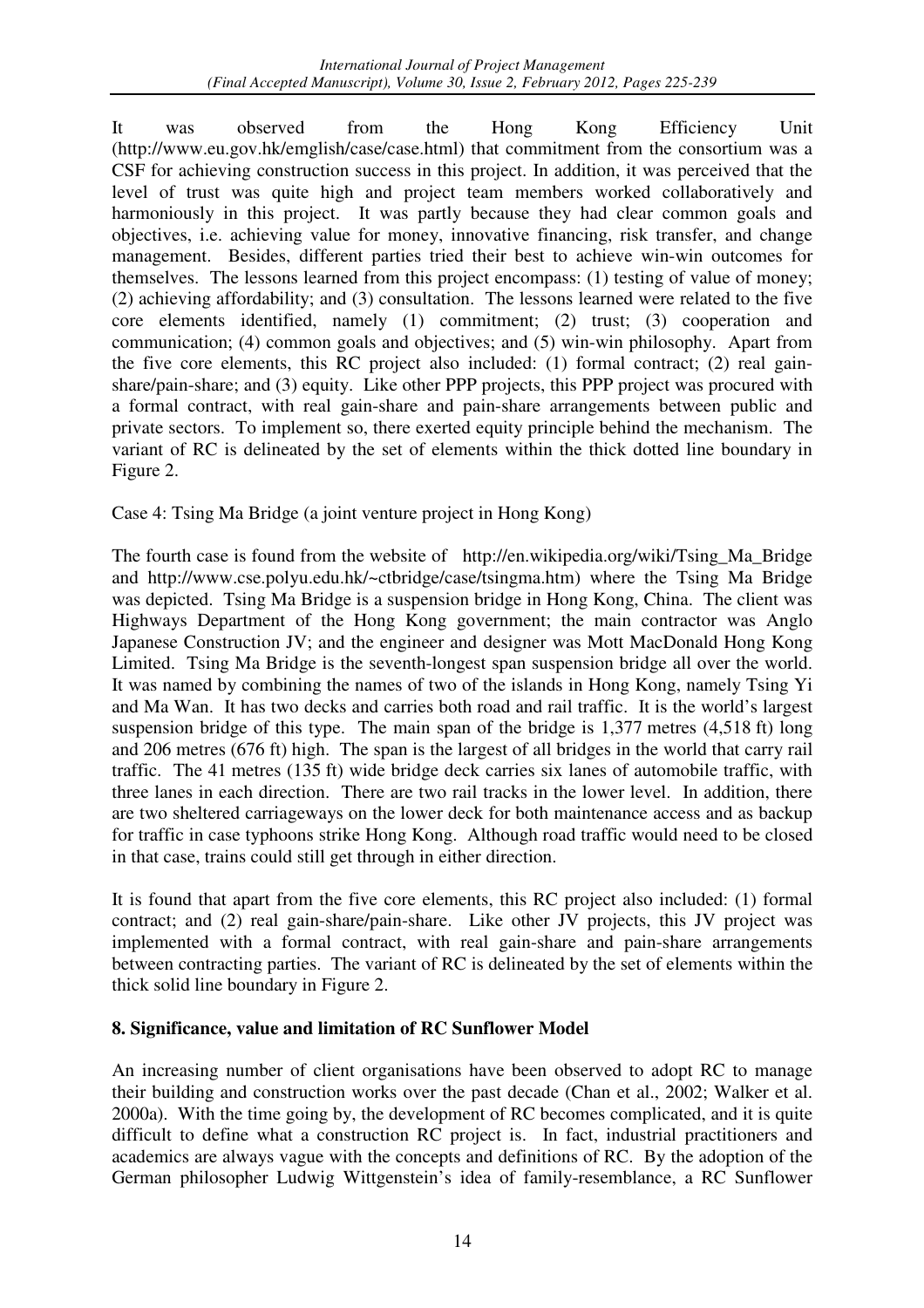It was observed from the Hong Kong Efficiency Unit (http://www.eu.gov.hk/emglish/case/case.html) that commitment from the consortium was a CSF for achieving construction success in this project. In addition, it was perceived that the level of trust was quite high and project team members worked collaboratively and harmoniously in this project. It was partly because they had clear common goals and objectives, i.e. achieving value for money, innovative financing, risk transfer, and change management. Besides, different parties tried their best to achieve win-win outcomes for themselves. The lessons learned from this project encompass: (1) testing of value of money; (2) achieving affordability; and (3) consultation. The lessons learned were related to the five core elements identified, namely (1) commitment; (2) trust; (3) cooperation and communication; (4) common goals and objectives; and (5) win-win philosophy. Apart from the five core elements, this RC project also included: (1) formal contract; (2) real gain-share/pain-share; and (3) equity. Like other PPP projects, this PPP project was procured with a formal contract, with real gain-share and pain-share arrangements between public and private sectors. To implement so, there exerted equity principle behind the mechanism. The variant of RC is delineated by the set of elements within the thick dotted line boundary in Figure 2.

Case 4: Tsing Ma Bridge (a joint venture project in Hong Kong)

The fourth case is found from the website of http://en.wikipedia.org/wiki/Tsing_Ma_Bridge and http://www.cse.polyu.edu.hk/~ctbridge/case/tsingma.htm) where the Tsing Ma Bridge was depicted. Tsing Ma Bridge is a suspension bridge in Hong Kong, China. The client was Highways Department of the Hong Kong government; the main contractor was Anglo Japanese Construction JV; and the engineer and designer was Mott MacDonald Hong Kong Limited. Tsing Ma Bridge is the seventh-longest span suspension bridge all over the world. It was named by combining the names of two of the islands in Hong Kong, namely Tsing Yi and Ma Wan. It has two decks and carries both road and rail traffic. It is the world's largest suspension bridge of this type. The main span of the bridge is 1,377 metres (4,518 ft) long and 206 metres (676 ft) high. The span is the largest of all bridges in the world that carry rail traffic. The 41 metres (135 ft) wide bridge deck carries six lanes of automobile traffic, with three lanes in each direction. There are two rail tracks in the lower level. In addition, there are two sheltered carriageways on the lower deck for both maintenance access and as backup for traffic in case typhoons strike Hong Kong. Although road traffic would need to be closed in that case, trains could still get through in either direction.

It is found that apart from the five core elements, this RC project also included: (1) formal contract; and (2) real gain-share/pain-share. Like other JV projects, this JV project was implemented with a formal contract, with real gain-share and pain-share arrangements between contracting parties. The variant of RC is delineated by the set of elements within the thick solid line boundary in Figure 2.

## 8. Significance, value and limitation of RC Sunflower Model

An increasing number of client organisations have been observed to adopt RC to manage their building and construction works over the past decade (Chan et al., 2002; Walker et al. 2000a). With the time going by, the development of RC becomes complicated, and it is quite difficult to define what a construction RC project is. In fact, industrial practitioners and academics are always vague with the concepts and definitions of RC. By the adoption of the German philosopher Ludwig Wittgenstein's idea of family-resemblance, a RC Sunflower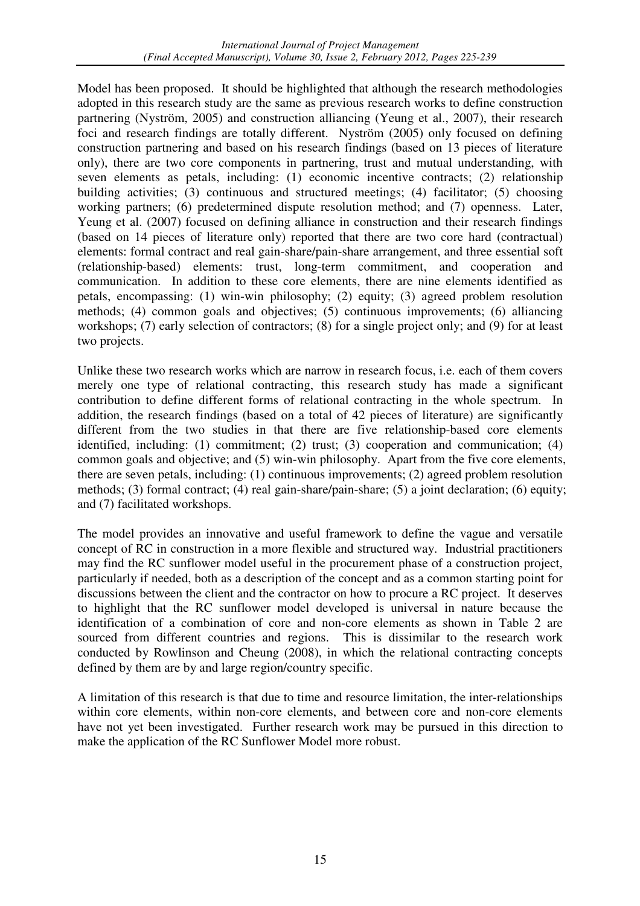Model has been proposed. It should be highlighted that although the research methodologies adopted in this research study are the same as previous research works to define construction partnering (Nyström, 2005) and construction alliancing (Yeung et al., 2007), their research foci and research findings are totally different. Nyström (2005) only focused on defining construction partnering and based on his research findings (based on 13 pieces of literature only), there are two core components in partnering, trust and mutual understanding, with seven elements as petals, including: (1) economic incentive contracts; (2) relationship building activities; (3) continuous and structured meetings; (4) facilitator; (5) choosing working partners; (6) predetermined dispute resolution method; and (7) openness. Later, Yeung et al. (2007) focused on defining alliance in construction and their research findings (based on 14 pieces of literature only) reported that there are two core hard (contractual) elements: formal contract and real gain-share/pain-share arrangement, and three essential soft (relationship-based) elements: trust, long-term commitment, and cooperation and communication. In addition to these core elements, there are nine elements identified as petals, encompassing: (1) win-win philosophy; (2) equity; (3) agreed problem resolution methods; (4) common goals and objectives; (5) continuous improvements; (6) alliancing workshops; (7) early selection of contractors; (8) for a single project only; and (9) for at least two projects.

Unlike these two research works which are narrow in research focus, i.e. each of them covers merely one type of relational contracting, this research study has made a significant contribution to define different forms of relational contracting in the whole spectrum. In addition, the research findings (based on a total of 42 pieces of literature) are significantly different from the two studies in that there are five relationship-based core elements identified, including: (1) commitment; (2) trust; (3) cooperation and communication; (4) common goals and objective; and (5) win-win philosophy. Apart from the five core elements, there are seven petals, including: (1) continuous improvements; (2) agreed problem resolution methods; (3) formal contract; (4) real gain-share/pain-share; (5) a joint declaration; (6) equity; and (7) facilitated workshops.

The model provides an innovative and useful framework to define the vague and versatile concept of RC in construction in a more flexible and structured way. Industrial practitioners may find the RC sunflower model useful in the procurement phase of a construction project, particularly if needed, both as a description of the concept and as a common starting point for discussions between the client and the contractor on how to procure a RC project. It deserves to highlight that the RC sunflower model developed is universal in nature because the identification of a combination of core and non-core elements as shown in Table 2 are sourced from different countries and regions. This is dissimilar to the research work conducted by Rowlinson and Cheung (2008), in which the relational contracting concepts defined by them are by and large region/country specific.

A limitation of this research is that due to time and resource limitation, the inter-relationships within core elements, within non-core elements, and between core and non-core elements have not yet been investigated. Further research work may be pursued in this direction to make the application of the RC Sunflower Model more robust.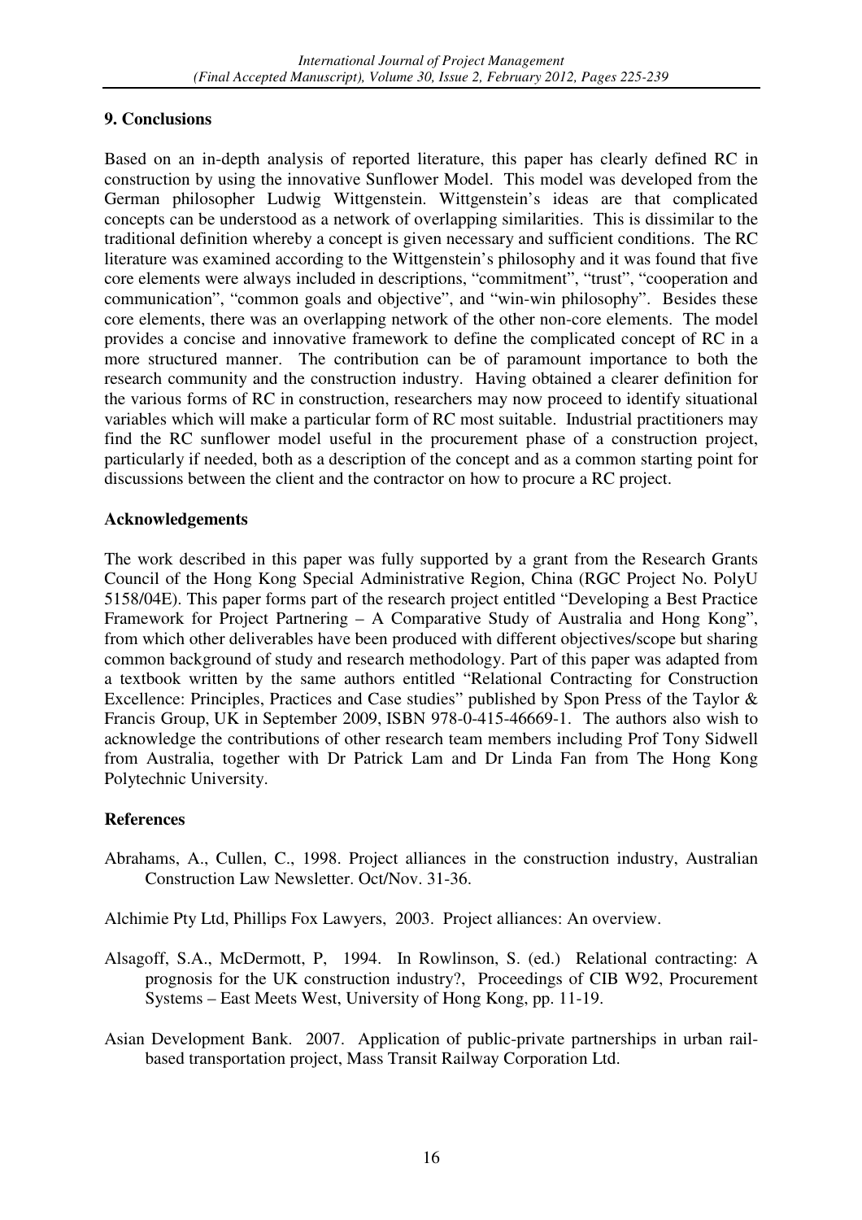## 9. Conclusions

Based on an in-depth analysis of reported literature, this paper has clearly defined RC in construction by using the innovative Sunflower Model. This model was developed from the German philosopher Ludwig Wittgenstein. Wittgenstein's ideas are that complicated concepts can be understood as a network of overlapping similarities. This is dissimilar to the traditional definition whereby a concept is given necessary and sufficient conditions. The RC literature was examined according to the Wittgenstein's philosophy and it was found that five core elements were always included in descriptions, "commitment", "trust", "cooperation and communication", "common goals and objective", and "win-win philosophy". Besides these core elements, there was an overlapping network of the other non-core elements. The model provides a concise and innovative framework to define the complicated concept of RC in a more structured manner. The contribution can be of paramount importance to both the research community and the construction industry. Having obtained a clearer definition for the various forms of RC in construction, researchers may now proceed to identify situational variables which will make a particular form of RC most suitable. Industrial practitioners may find the RC sunflower model useful in the procurement phase of a construction project, particularly if needed, both as a description of the concept and as a common starting point for discussions between the client and the contractor on how to procure a RC project.

## Acknowledgements

The work described in this paper was fully supported by a grant from the Research Grants Council of the Hong Kong Special Administrative Region, China (RGC Project No. PolyU 5158/04E). This paper forms part of the research project entitled "Developing a Best Practice Framework for Project Partnering – A Comparative Study of Australia and Hong Kong", from which other deliverables have been produced with different objectives/scope but sharing common background of study and research methodology. Part of this paper was adapted from a textbook written by the same authors entitled "Relational Contracting for Construction Excellence: Principles, Practices and Case studies" published by Spon Press of the Taylor & Francis Group, UK in September 2009, ISBN 978-0-415-46669-1. The authors also wish to acknowledge the contributions of other research team members including Prof Tony Sidwell from Australia, together with Dr Patrick Lam and Dr Linda Fan from The Hong Kong Polytechnic University.

## References

Abrahams, A., Cullen, C., 1998. Project alliances in the construction industry, Australian Construction Law Newsletter. Oct/Nov. 31-36.

Alchimie Pty Ltd, Phillips Fox Lawyers, 2003. Project alliances: An overview.

Alsagoff, S.A., McDermott, P, 1994. In Rowlinson, S. (ed.) Relational contracting: A prognosis for the UK construction industry?, Proceedings of CIB W92, Procurement Systems – East Meets West, University of Hong Kong, pp. 11-19.

Asian Development Bank. 2007. Application of public-private partnerships in urban rail-based transportation project, Mass Transit Railway Corporation Ltd.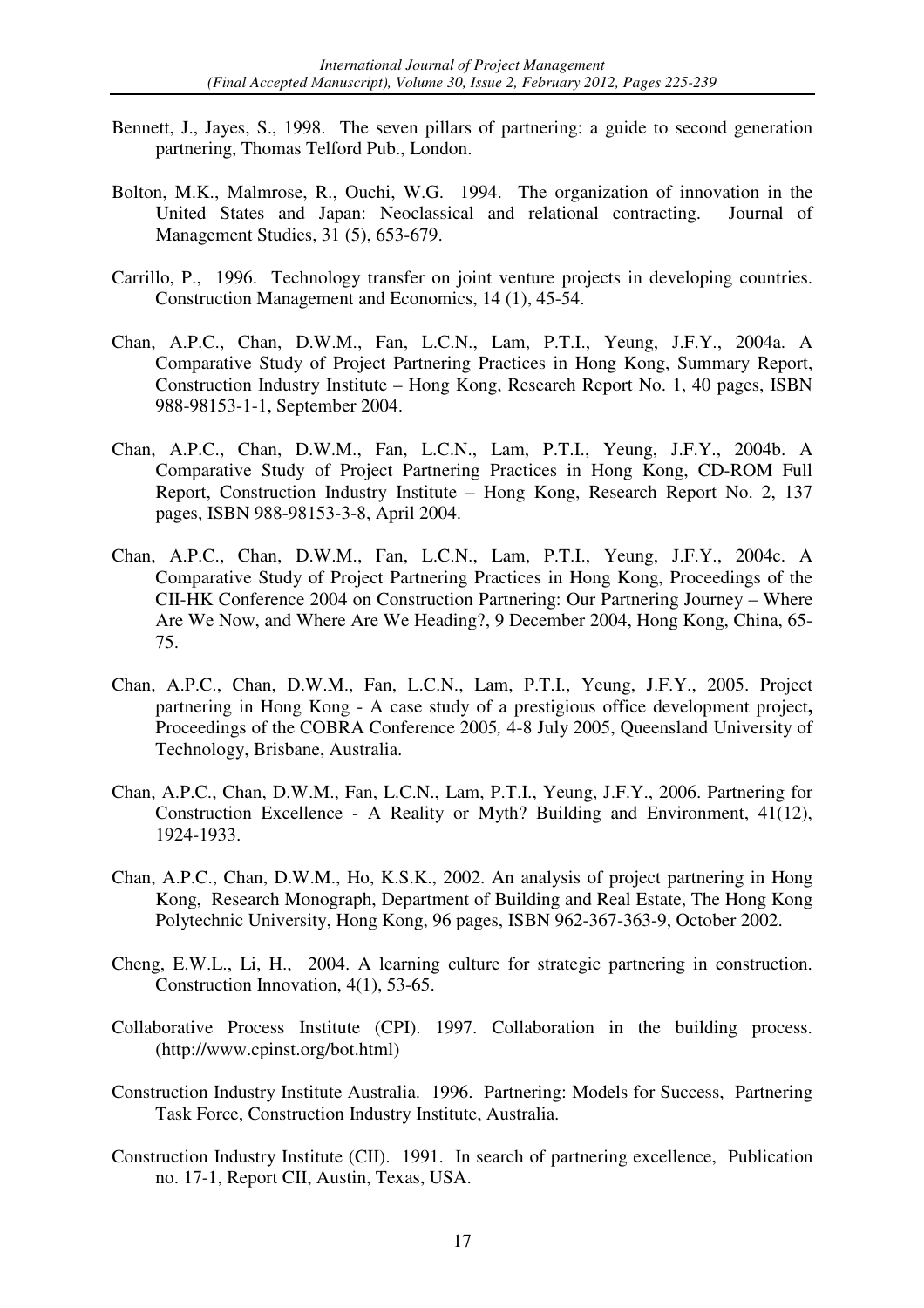Bennett, J., Jayes, S., 1998. The seven pillars of partnering: a guide to second generation partnering, Thomas Telford Pub., London.

Bolton, M.K., Malmrose, R., Ouchi, W.G. 1994. The organization of innovation in the United States and Japan: Neoclassical and relational contracting. Journal of Management Studies, 31 (5), 653-679.

Carrillo, P., 1996. Technology transfer on joint venture projects in developing countries. Construction Management and Economics, 14 (1), 45-54.

Chan, A.P.C., Chan, D.W.M., Fan, L.C.N., Lam, P.T.I., Yeung, J.F.Y., 2004a. A Comparative Study of Project Partnering Practices in Hong Kong, Summary Report, Construction Industry Institute – Hong Kong, Research Report No. 1, 40 pages, ISBN 988-98153-1-1, September 2004.

Chan, A.P.C., Chan, D.W.M., Fan, L.C.N., Lam, P.T.I., Yeung, J.F.Y., 2004b. A Comparative Study of Project Partnering Practices in Hong Kong, CD-ROM Full Report, Construction Industry Institute – Hong Kong, Research Report No. 2, 137 pages, ISBN 988-98153-3-8, April 2004.

Chan, A.P.C., Chan, D.W.M., Fan, L.C.N., Lam, P.T.I., Yeung, J.F.Y., 2004c. A Comparative Study of Project Partnering Practices in Hong Kong, Proceedings of the CII-HK Conference 2004 on Construction Partnering: Our Partnering Journey – Where Are We Now, and Where Are We Heading?, 9 December 2004, Hong Kong, China, 65-75.

Chan, A.P.C., Chan, D.W.M., Fan, L.C.N., Lam, P.T.I., Yeung, J.F.Y., 2005. Project partnering in Hong Kong - A case study of a prestigious office development project**,** Proceedings of the COBRA Conference 2005, 4-8 July 2005, Queensland University of Technology, Brisbane, Australia.

Chan, A.P.C., Chan, D.W.M., Fan, L.C.N., Lam, P.T.I., Yeung, J.F.Y., 2006. Partnering for Construction Excellence - A Reality or Myth? Building and Environment, 41(12), 1924-1933.

Chan, A.P.C., Chan, D.W.M., Ho, K.S.K., 2002. An analysis of project partnering in Hong Kong, Research Monograph, Department of Building and Real Estate, The Hong Kong Polytechnic University, Hong Kong, 96 pages, ISBN 962-367-363-9, October 2002.

Cheng, E.W.L., Li, H., 2004. A learning culture for strategic partnering in construction. Construction Innovation, 4(1), 53-65.

Collaborative Process Institute (CPI). 1997. Collaboration in the building process. (http://www.cpinst.org/bot.html)

Construction Industry Institute Australia. 1996. Partnering: Models for Success, Partnering Task Force, Construction Industry Institute, Australia.

Construction Industry Institute (CII). 1991. In search of partnering excellence, Publication no. 17-1, Report CII, Austin, Texas, USA.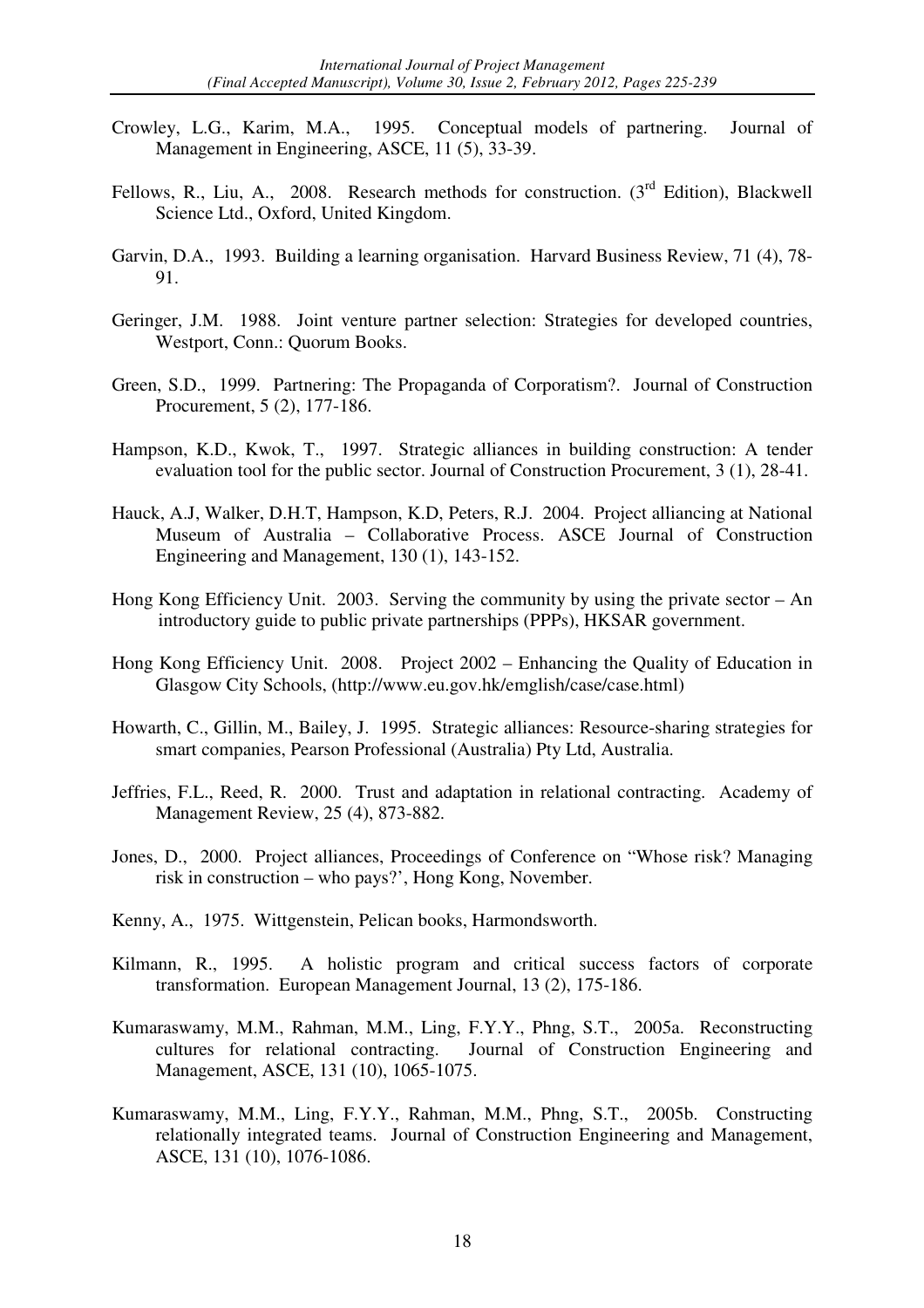Crowley, L.G., Karim, M.A., 1995. Conceptual models of partnering. Journal of Management in Engineering, ASCE, 11 (5), 33-39.

Fellows, R., Liu, A., 2008. Research methods for construction. (3rd Edition), Blackwell Science Ltd., Oxford, United Kingdom.

Garvin, D.A., 1993. Building a learning organisation. Harvard Business Review, 71 (4), 78-91.

Geringer, J.M. 1988. Joint venture partner selection: Strategies for developed countries, Westport, Conn.: Quorum Books.

Green, S.D., 1999. Partnering: The Propaganda of Corporatism?. Journal of Construction Procurement, 5 (2), 177-186.

Hampson, K.D., Kwok, T., 1997. Strategic alliances in building construction: A tender evaluation tool for the public sector. Journal of Construction Procurement, 3 (1), 28-41.

Hauck, A.J, Walker, D.H.T, Hampson, K.D, Peters, R.J. 2004. Project alliancing at National Museum of Australia – Collaborative Process. ASCE Journal of Construction Engineering and Management, 130 (1), 143-152.

Hong Kong Efficiency Unit. 2003. Serving the community by using the private sector – An introductory guide to public private partnerships (PPPs), HKSAR government.

Hong Kong Efficiency Unit. 2008. Project 2002 – Enhancing the Quality of Education in Glasgow City Schools, (http://www.eu.gov.hk/emglish/case/case.html)

Howarth, C., Gillin, M., Bailey, J. 1995. Strategic alliances: Resource-sharing strategies for smart companies, Pearson Professional (Australia) Pty Ltd, Australia.

Jeffries, F.L., Reed, R. 2000. Trust and adaptation in relational contracting. Academy of Management Review, 25 (4), 873-882.

Jones, D., 2000. Project alliances, Proceedings of Conference on "Whose risk? Managing risk in construction – who pays?', Hong Kong, November.

Kenny, A., 1975. Wittgenstein, Pelican books, Harmondsworth.

Kilmann, R., 1995. A holistic program and critical success factors of corporate transformation. European Management Journal, 13 (2), 175-186.

Kumaraswamy, M.M., Rahman, M.M., Ling, F.Y.Y., Phng, S.T., 2005a. Reconstructing cultures for relational contracting. Journal of Construction Engineering and Management, ASCE, 131 (10), 1065-1075.

Kumaraswamy, M.M., Ling, F.Y.Y., Rahman, M.M., Phng, S.T., 2005b. Constructing relationally integrated teams. Journal of Construction Engineering and Management, ASCE, 131 (10), 1076-1086.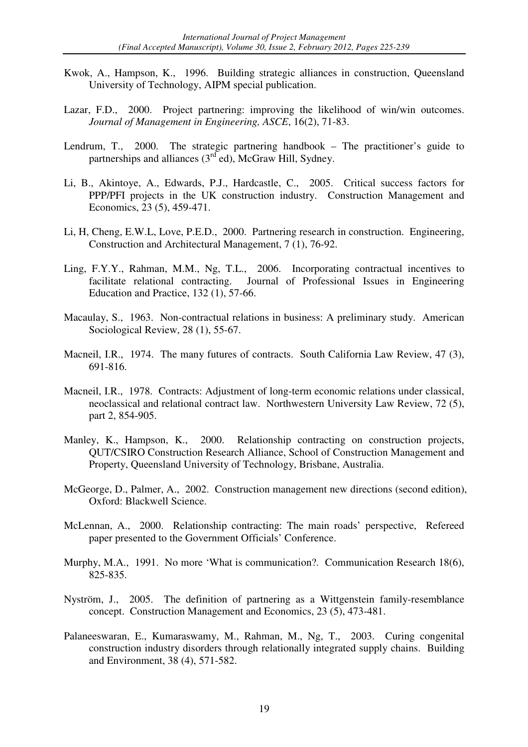Kwok, A., Hampson, K., 1996. Building strategic alliances in construction, Queensland University of Technology, AIPM special publication.

Lazar, F.D., 2000. Project partnering: improving the likelihood of win/win outcomes. *Journal of Management in Engineering, ASCE*, 16(2), 71-83.

Lendrum, T., 2000. The strategic partnering handbook – The practitioner's guide to partnerships and alliances (3rd ed), McGraw Hill, Sydney.

Li, B., Akintoye, A., Edwards, P.J., Hardcastle, C., 2005. Critical success factors for PPP/PFI projects in the UK construction industry. Construction Management and Economics, 23 (5), 459-471.

Li, H, Cheng, E.W.L, Love, P.E.D., 2000. Partnering research in construction. Engineering, Construction and Architectural Management, 7 (1), 76-92.

Ling, F.Y.Y., Rahman, M.M., Ng, T.L., 2006. Incorporating contractual incentives to facilitate relational contracting. Journal of Professional Issues in Engineering Education and Practice, 132 (1), 57-66.

Macaulay, S., 1963. Non-contractual relations in business: A preliminary study. American Sociological Review, 28 (1), 55-67.

Macneil, I.R., 1974. The many futures of contracts. South California Law Review, 47 (3), 691-816.

Macneil, I.R., 1978. Contracts: Adjustment of long-term economic relations under classical, neoclassical and relational contract law. Northwestern University Law Review, 72 (5), part 2, 854-905.

Manley, K., Hampson, K., 2000. Relationship contracting on construction projects, QUT/CSIRO Construction Research Alliance, School of Construction Management and Property, Queensland University of Technology, Brisbane, Australia.

McGeorge, D., Palmer, A., 2002. Construction management new directions (second edition), Oxford: Blackwell Science.

McLennan, A., 2000. Relationship contracting: The main roads' perspective, Refereed paper presented to the Government Officials' Conference.

Murphy, M.A., 1991. No more 'What is communication?. Communication Research 18(6), 825-835.

Nyström, J., 2005. The definition of partnering as a Wittgenstein family-resemblance concept. Construction Management and Economics, 23 (5), 473-481.

Palaneeswaran, E., Kumaraswamy, M., Rahman, M., Ng, T., 2003. Curing congenital construction industry disorders through relationally integrated supply chains. Building and Environment, 38 (4), 571-582.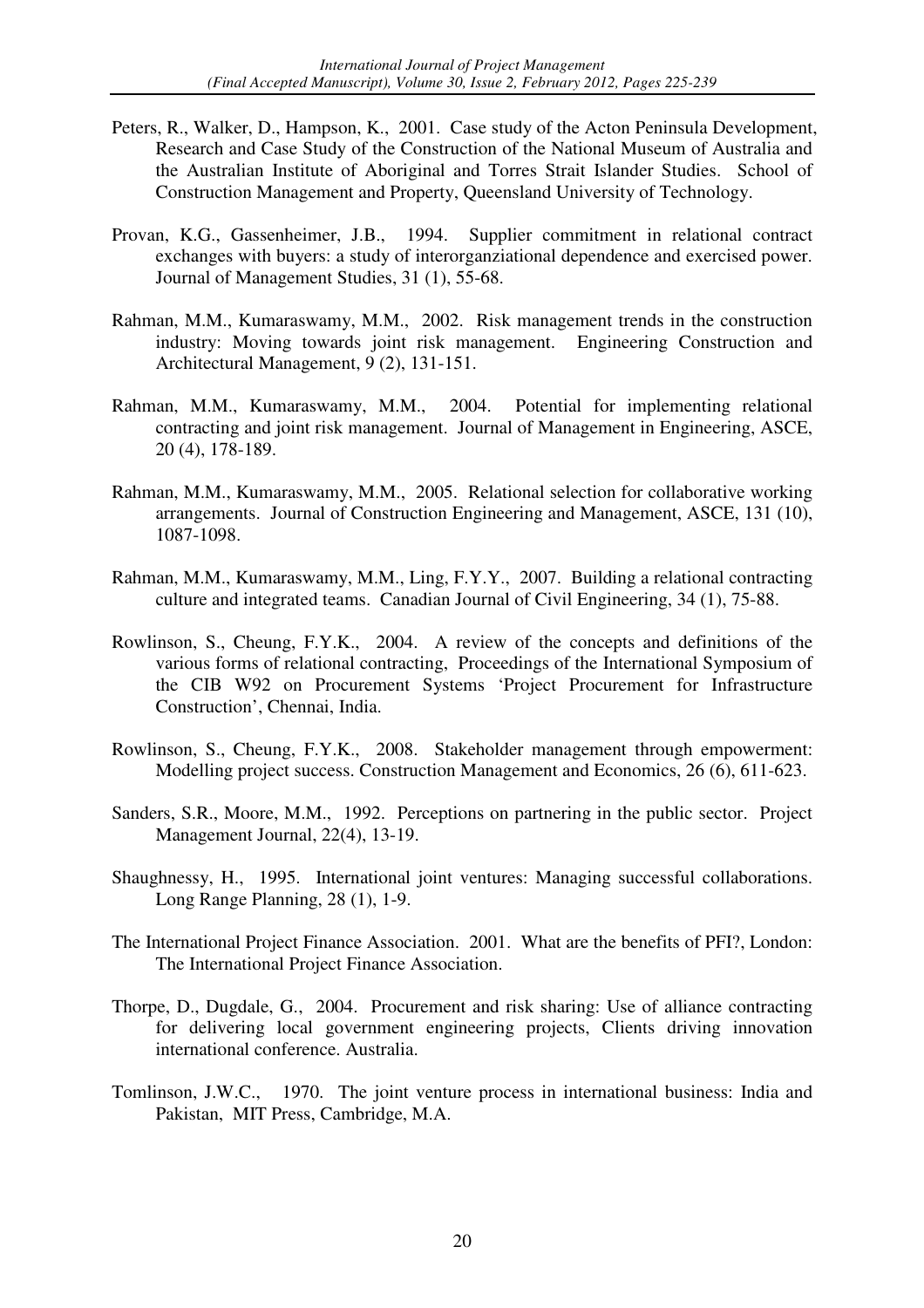Peters, R., Walker, D., Hampson, K., 2001. Case study of the Acton Peninsula Development, Research and Case Study of the Construction of the National Museum of Australia and the Australian Institute of Aboriginal and Torres Strait Islander Studies. School of Construction Management and Property, Queensland University of Technology.

Provan, K.G., Gassenheimer, J.B., 1994. Supplier commitment in relational contract exchanges with buyers: a study of interorganziational dependence and exercised power. Journal of Management Studies, 31 (1), 55-68.

Rahman, M.M., Kumaraswamy, M.M., 2002. Risk management trends in the construction industry: Moving towards joint risk management. Engineering Construction and Architectural Management, 9 (2), 131-151.

Rahman, M.M., Kumaraswamy, M.M., 2004. Potential for implementing relational contracting and joint risk management. Journal of Management in Engineering, ASCE, 20 (4), 178-189.

Rahman, M.M., Kumaraswamy, M.M., 2005. Relational selection for collaborative working arrangements. Journal of Construction Engineering and Management, ASCE, 131 (10), 1087-1098.

Rahman, M.M., Kumaraswamy, M.M., Ling, F.Y.Y., 2007. Building a relational contracting culture and integrated teams. Canadian Journal of Civil Engineering, 34 (1), 75-88.

Rowlinson, S., Cheung, F.Y.K., 2004. A review of the concepts and definitions of the various forms of relational contracting, Proceedings of the International Symposium of the CIB W92 on Procurement Systems 'Project Procurement for Infrastructure Construction', Chennai, India.

Rowlinson, S., Cheung, F.Y.K., 2008. Stakeholder management through empowerment: Modelling project success. Construction Management and Economics, 26 (6), 611-623.

Sanders, S.R., Moore, M.M., 1992. Perceptions on partnering in the public sector. Project Management Journal, 22(4), 13-19.

Shaughnessy, H., 1995. International joint ventures: Managing successful collaborations. Long Range Planning, 28 (1), 1-9.

The International Project Finance Association. 2001. What are the benefits of PFI?, London: The International Project Finance Association.

Thorpe, D., Dugdale, G., 2004. Procurement and risk sharing: Use of alliance contracting for delivering local government engineering projects, Clients driving innovation international conference. Australia.

Tomlinson, J.W.C., 1970. The joint venture process in international business: India and Pakistan, MIT Press, Cambridge, M.A.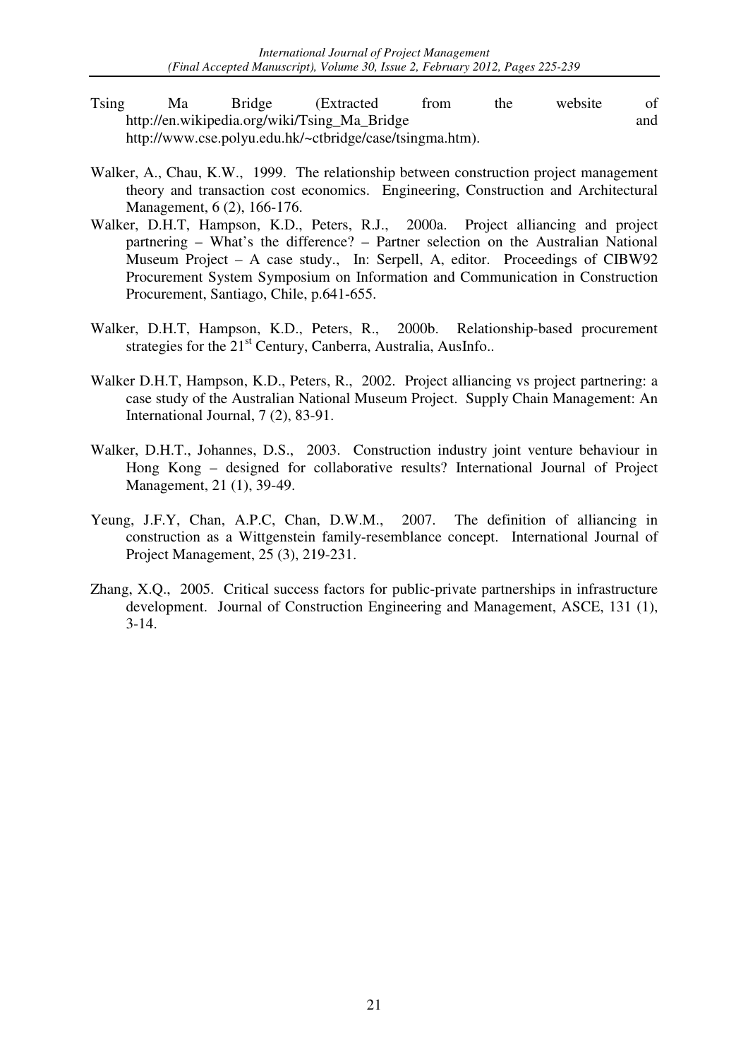Tsing Ma Bridge (Extracted from the website of http://en.wikipedia.org/wiki/Tsing_Ma_Bridge and http://www.cse.polyu.edu.hk/~ctbridge/case/tsingma.htm).

Walker, A., Chau, K.W., 1999. The relationship between construction project management theory and transaction cost economics. Engineering, Construction and Architectural Management, 6 (2), 166-176.

Walker, D.H.T, Hampson, K.D., Peters, R.J., 2000a. Project alliancing and project partnering – What's the difference? – Partner selection on the Australian National Museum Project – A case study., In: Serpell, A, editor. Proceedings of CIBW92 Procurement System Symposium on Information and Communication in Construction Procurement, Santiago, Chile, p.641-655.

Walker, D.H.T, Hampson, K.D., Peters, R., 2000b. Relationship-based procurement strategies for the 21st Century, Canberra, Australia, AusInfo..

Walker D.H.T, Hampson, K.D., Peters, R., 2002. Project alliancing vs project partnering: a case study of the Australian National Museum Project. Supply Chain Management: An International Journal, 7 (2), 83-91.

Walker, D.H.T., Johannes, D.S., 2003. Construction industry joint venture behaviour in Hong Kong – designed for collaborative results? International Journal of Project Management, 21 (1), 39-49.

Yeung, J.F.Y, Chan, A.P.C, Chan, D.W.M., 2007. The definition of alliancing in construction as a Wittgenstein family-resemblance concept. International Journal of Project Management, 25 (3), 219-231.

Zhang, X.Q., 2005. Critical success factors for public-private partnerships in infrastructure development. Journal of Construction Engineering and Management, ASCE, 131 (1), 3-14.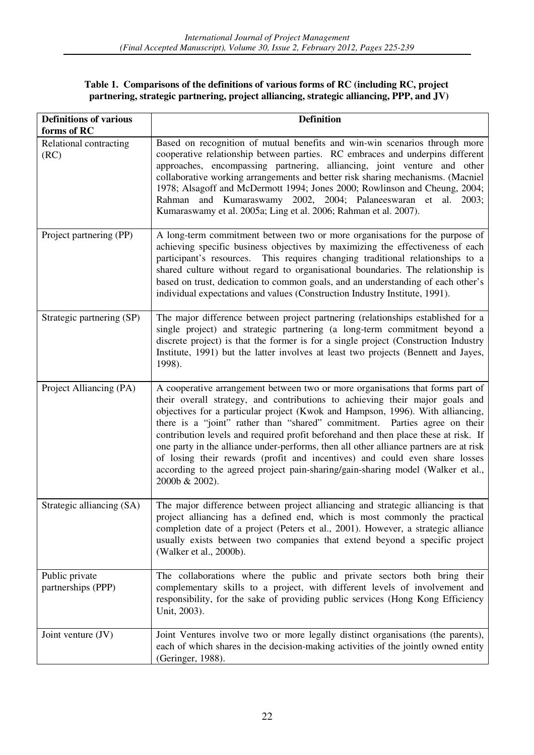**Table 1. Comparisons of the definitions of various forms of RC (including RC, project partnering, strategic partnering, project alliancing, strategic alliancing, PPP, and JV)**

| Definitions of various forms of RC | Definition |
|---|---|
| Relational contracting (RC) | Based on recognition of mutual benefits and win-win scenarios through more cooperative relationship between parties. RC embraces and underpins different approaches, encompassing partnering, alliancing, joint venture and other collaborative working arrangements and better risk sharing mechanisms. (Macniel 1978; Alsagoff and McDermott 1994; Jones 2000; Rowlinson and Cheung, 2004; Rahman and Kumaraswamy 2002, 2004; Palaneeswaran et al. 2003; Kumaraswamy et al. 2005a; Ling et al. 2006; Rahman et al. 2007). |
| Project partnering (PP) | A long-term commitment between two or more organisations for the purpose of achieving specific business objectives by maximizing the effectiveness of each participant's resources. This requires changing traditional relationships to a shared culture without regard to organisational boundaries. The relationship is based on trust, dedication to common goals, and an understanding of each other's individual expectations and values (Construction Industry Institute, 1991). |
| Strategic partnering (SP) | The major difference between project partnering (relationships established for a single project) and strategic partnering (a long-term commitment beyond a discrete project) is that the former is for a single project (Construction Industry Institute, 1991) but the latter involves at least two projects (Bennett and Jayes, 1998). |
| Project Alliancing (PA) | A cooperative arrangement between two or more organisations that forms part of their overall strategy, and contributions to achieving their major goals and objectives for a particular project (Kwok and Hampson, 1996). With alliancing, there is a "joint" rather than "shared" commitment. Parties agree on their contribution levels and required profit beforehand and then place these at risk. If one party in the alliance under-performs, then all other alliance partners are at risk of losing their rewards (profit and incentives) and could even share losses according to the agreed project pain-sharing/gain-sharing model (Walker et al., 2000b & 2002). |
| Strategic alliancing (SA) | The major difference between project alliancing and strategic alliancing is that project alliancing has a defined end, which is most commonly the practical completion date of a project (Peters et al., 2001). However, a strategic alliance usually exists between two companies that extend beyond a specific project (Walker et al., 2000b). |
| Public private partnerships (PPP) | The collaborations where the public and private sectors both bring their complementary skills to a project, with different levels of involvement and responsibility, for the sake of providing public services (Hong Kong Efficiency Unit, 2003). |
| Joint venture (JV) | Joint Ventures involve two or more legally distinct organisations (the parents), each of which shares in the decision-making activities of the jointly owned entity (Geringer, 1988). |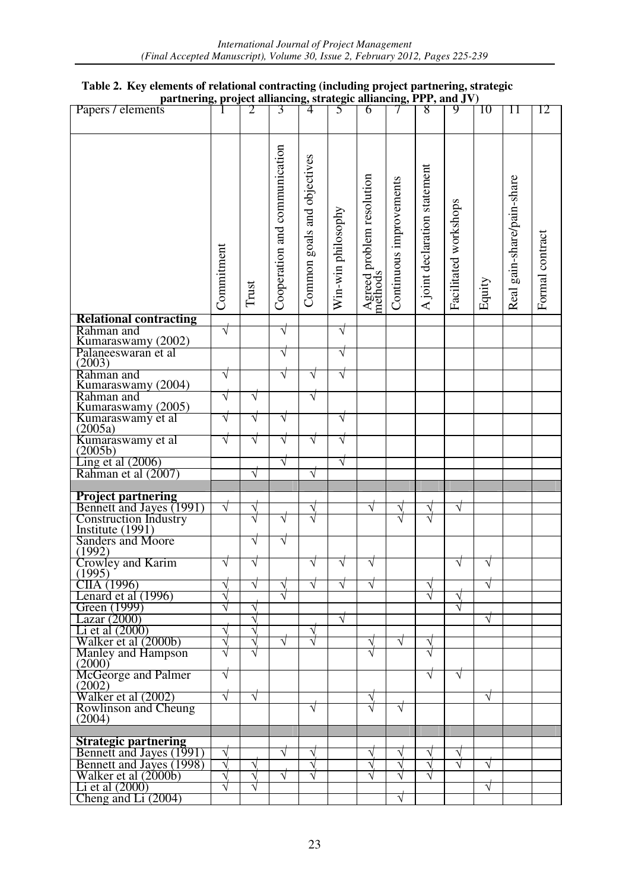**Table 2. Key elements of relational contracting (including project partnering, strategic partnering, project alliancing, strategic alliancing, PPP, and JV)**

| Papers / elements | 1 Commitment | 2 Trust | 3 Cooperation and communication | 4 Common goals and objectives | 5 Win-win philosophy | 6 Agreed problem resolution methods | 7 Continuous improvements | 8 A joint declaration statement | 9 Facilitated workshops | 10 Equity | 11 Real gain-share/pain-share | 12 Formal contract |
|---|---|---|---|---|---|---|---|---|---|---|---|---|
| **Relational contracting** | | | | | | | | | | | | |
| Rahman and Kumaraswamy (2002) | √ | | √ | | √ | | | | | | | |
| Palaneeswaran et al (2003) | | | √ | | √ | | | | | | | |
| Rahman and Kumaraswamy (2004) | √ | | √ | √ | √ | | | | | | | |
| Rahman and Kumaraswamy (2005) | √ | √ | | √ | | | | | | | | |
| Kumaraswamy et al (2005a) | √ | √ | √ | | √ | | | | | | | |
| Kumaraswamy et al (2005b) | √ | √ | √ | √ | √ | | | | | | | |
| Ling et al (2006) | | | √ | | √ | | | | | | | |
| Rahman et al (2007) | | √ | | √ | | | | | | | | |
| | | | | | | | | | | | | |
| **Project partnering** | | | | | | | | | | | | |
| Bennett and Jayes (1991) | √ | √ | | √ | | √ | √ | √ | √ | | | |
| Construction Industry Institute (1991) | | √ | √ | √ | | | √ | √ | | | | |
| Sanders and Moore (1992) | | √ | √ | | | | | | | | | |
| Crowley and Karim (1995) | √ | √ | | √ | √ | √ | | | √ | √ | | |
| CIIA (1996) | √ | √ | √ | √ | √ | √ | | √ | | √ | | |
| Lenard et al (1996) | √ | | √ | | | | | √ | √ | | | |
| Green (1999) | √ | √ | | | | | | | √ | | | |
| Lazar (2000) | | √ | | | √ | | | | | √ | | |
| Li et al (2000) | √ | √ | | √ | | | | | | | | |
| Walker et al (2000b) | √ | √ | √ | √ | | √ | √ | √ | | | | |
| Manley and Hampson (2000) | √ | √ | | | | √ | | √ | | | | |
| McGeorge and Palmer (2002) | √ | | | | | | | √ | √ | | | |
| Walker et al (2002) | √ | √ | | | | √ | | | | √ | | |
| Rowlinson and Cheung (2004) | | | | √ | | √ | √ | | | | | |
| | | | | | | | | | | | | |
| **Strategic partnering** | | | | | | | | | | | | |
| Bennett and Jayes (1991) | √ | | √ | √ | | √ | √ | √ | √ | | | |
| Bennett and Jayes (1998) | √ | √ | | √ | | √ | √ | √ | √ | √ | | |
| Walker et al (2000b) | √ | √ | √ | √ | | √ | √ | √ | | | | |
| Li et al (2000) | √ | √ | | | | | | | | √ | | |
| Cheng and Li (2004) | | | | | | | √ | | | | | |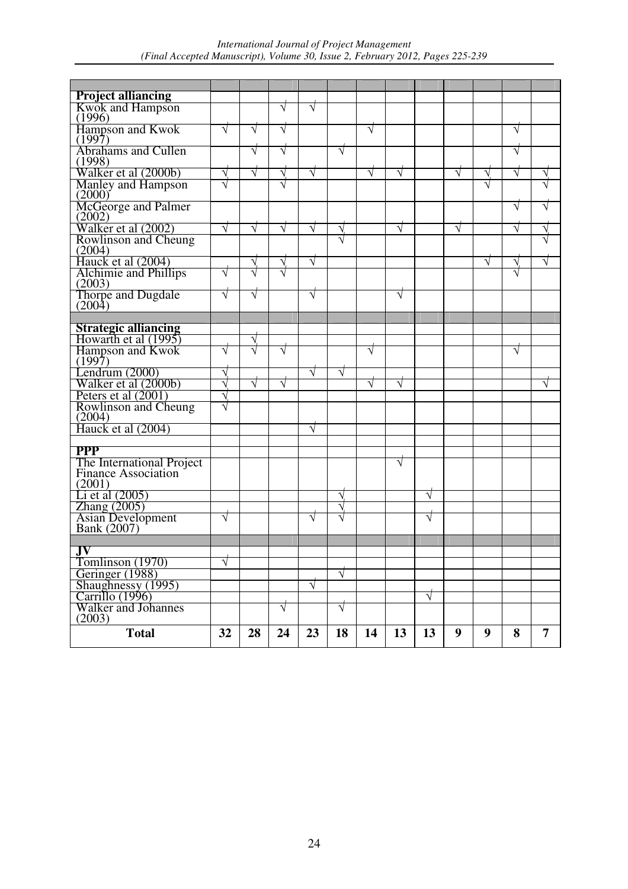| | | | | | | | | | | | | |
|---|---|---|---|---|---|---|---|---|---|---|---|---|
| **Project alliancing** | | | | | | | | | | | | |
| Kwok and Hampson (1996) | | | √ | √ | | | | | | | | |
| Hampson and Kwok (1997) | √ | √ | √ | | | √ | | | | | √ | |
| Abrahams and Cullen (1998) | | √ | √ | | √ | | | | | | √ | |
| Walker et al (2000b) | √ | √ | √ | √ | | √ | √ | | √ | √ | √ | √ |
| Manley and Hampson (2000) | √ | | √ | | | | | | | √ | | √ |
| McGeorge and Palmer (2002) | | | | | | | | | | | √ | √ |
| Walker et al (2002) | √ | √ | √ | √ | √ | | √ | | √ | | √ | √ |
| Rowlinson and Cheung (2004) | | | | | √ | | | | | | | √ |
| Hauck et al (2004) | | √ | √ | √ | | | | | | √ | √ | √ |
| Alchimie and Phillips (2003) | √ | √ | √ | | | | | | | | √ | |
| Thorpe and Dugdale (2004) | √ | √ | | √ | | | √ | | | | | |
| | | | | | | | | | | | | |
| **Strategic alliancing** | | | | | | | | | | | | |
| Howarth et al (1995) | | √ | | | | | | | | | | |
| Hampson and Kwok (1997) | √ | √ | √ | | | √ | | | | | √ | |
| Lendrum (2000) | √ | | | √ | √ | | | | | | | |
| Walker et al (2000b) | √ | √ | √ | | | √ | √ | | | | | √ |
| Peters et al (2001) | √ | | | | | | | | | | | |
| Rowlinson and Cheung (2004) | √ | | | | | | | | | | | |
| Hauck et al (2004) | | | | √ | | | | | | | | |
| | | | | | | | | | | | | |
| **PPP** | | | | | | | | | | | | |
| The International Project Finance Association (2001) | | | | | | | √ | | | | | |
| Li et al (2005) | | | | | √ | | | √ | | | | |
| Zhang (2005) | | | | | √ | | | | | | | |
| Asian Development Bank (2007) | √ | | | √ | √ | | | √ | | | | |
| | | | | | | | | | | | | |
| **JV** | | | | | | | | | | | | |
| Tomlinson (1970) | √ | | | | | | | | | | | |
| Geringer (1988) | | | | | √ | | | | | | | |
| Shaughnessy (1995) | | | | √ | | | | | | | | |
| Carrillo (1996) | | | | | | | | √ | | | | |
| Walker and Johannes (2003) | | | √ | | √ | | | | | | | |
| **Total** | **32** | **28** | **24** | **23** | **18** | **14** | **13** | **13** | **9** | **9** | **8** | **7** |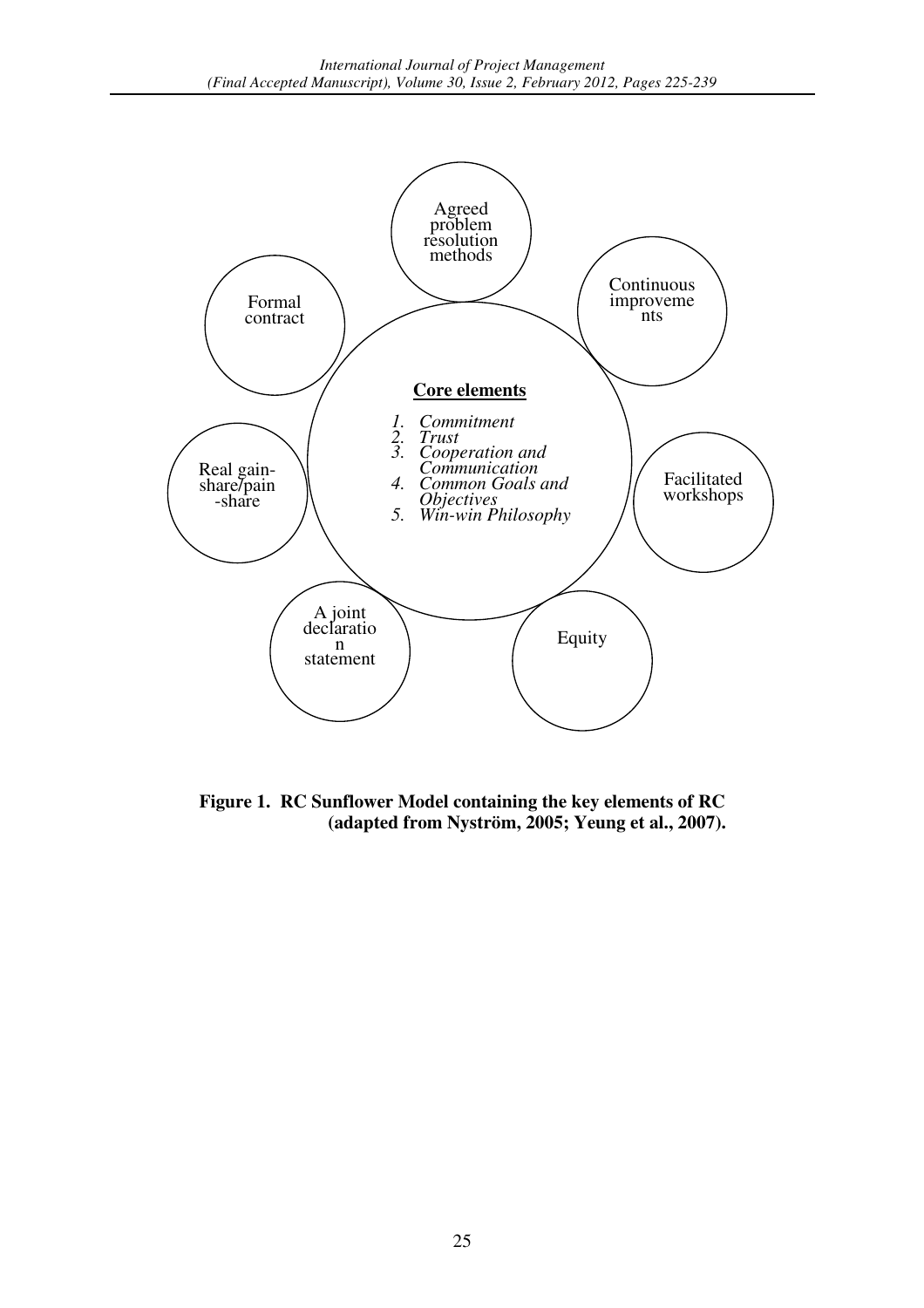Agreed problem resolution methods

Continuous improvements

Formal contract

**Core elements**

1. *Commitment*
2. *Trust*
3. *Cooperation and Communication*
4. *Common Goals and Objectives*
5. *Win-win Philosophy*

Real gain-share/pain-share

Facilitated workshops

A joint declaration statement

Equity

**Figure 1. RC Sunflower Model containing the key elements of RC (adapted from Nyström, 2005; Yeung et al., 2007).**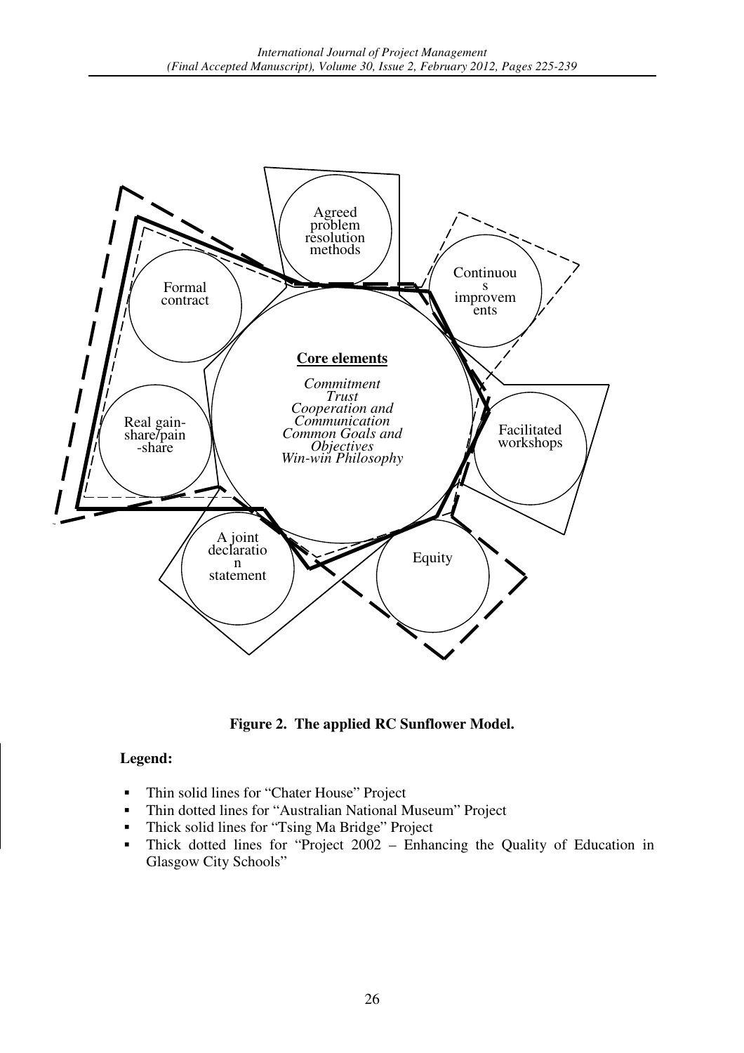Agreed problem resolution methods

Continuous improvements

Formal contract

Core elements

*Commitment*
*Trust*
*Cooperation and Communication*
*Common Goals and Objectives*
*Win-win Philosophy*

Real gain-share/pain-share

Facilitated workshops

A joint declaration statement

Equity

**Figure 2. The applied RC Sunflower Model.**

**Legend:**

- Thin solid lines for "Chater House" Project
- Thin dotted lines for "Australian National Museum" Project
- Thick solid lines for "Tsing Ma Bridge" Project
- Thick dotted lines for "Project 2002 – Enhancing the Quality of Education in Glasgow City Schools"